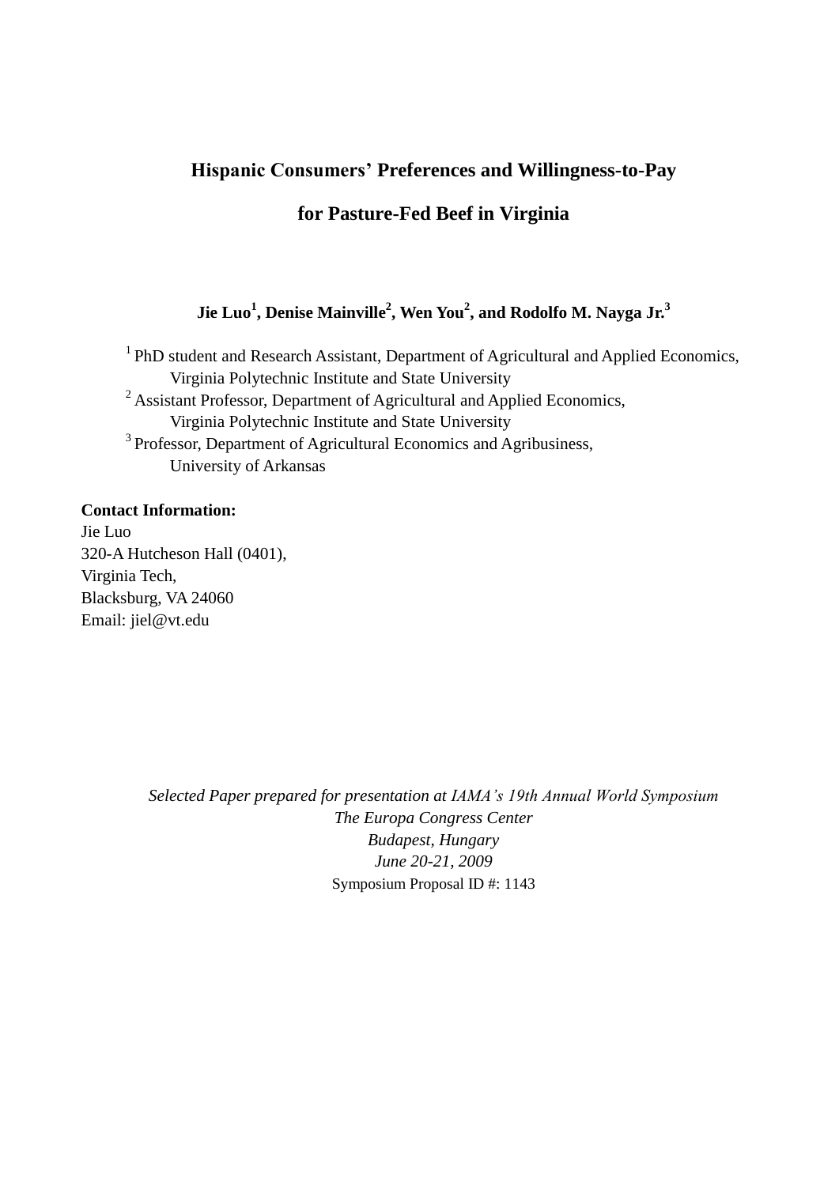# Hispanic Consumers' Preferences and Willingness-to-Pay for Pasture-Fed Beef in Virginia

**Jie Luo[1], Denise Mainville[2], Wen You[2], and Rodolfo M. Nayga Jr.[3]**

[1] PhD student and Research Assistant, Department of Agricultural and Applied Economics, Virginia Polytechnic Institute and State University

[2] Assistant Professor, Department of Agricultural and Applied Economics, Virginia Polytechnic Institute and State University

[3] Professor, Department of Agricultural Economics and Agribusiness, University of Arkansas

**Contact Information:**
Jie Luo
320-A Hutcheson Hall (0401),
Virginia Tech,
Blacksburg, VA 24060
Email: jiel@vt.edu

*Selected Paper prepared for presentation at IAMA's 19th Annual World Symposium*
*The Europa Congress Center*
*Budapest, Hungary*
*June 20-21, 2009*
Symposium Proposal ID #: 1143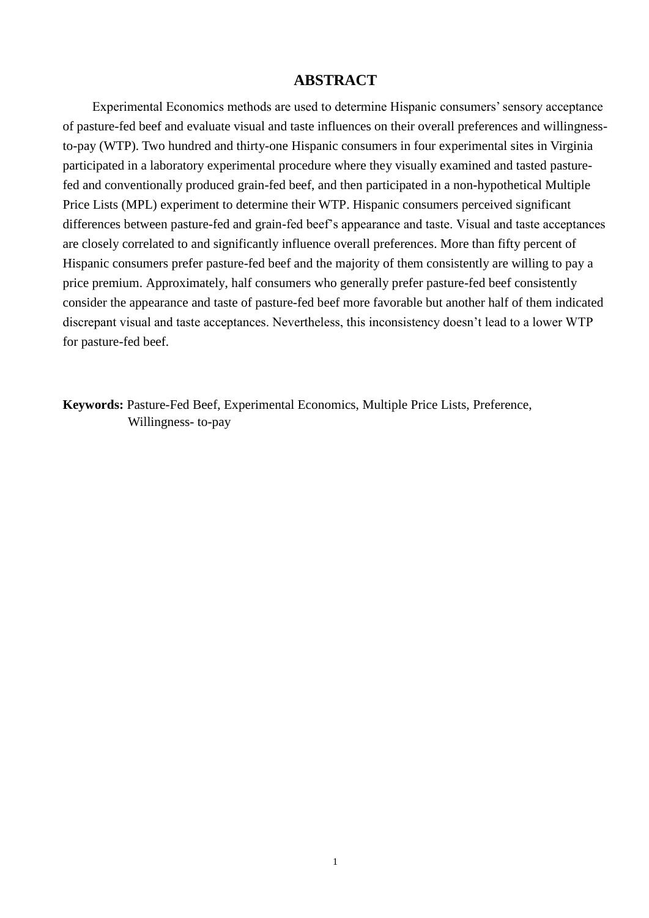## ABSTRACT

Experimental Economics methods are used to determine Hispanic consumers' sensory acceptance of pasture-fed beef and evaluate visual and taste influences on their overall preferences and willingness-to-pay (WTP). Two hundred and thirty-one Hispanic consumers in four experimental sites in Virginia participated in a laboratory experimental procedure where they visually examined and tasted pasture-fed and conventionally produced grain-fed beef, and then participated in a non-hypothetical Multiple Price Lists (MPL) experiment to determine their WTP. Hispanic consumers perceived significant differences between pasture-fed and grain-fed beef's appearance and taste. Visual and taste acceptances are closely correlated to and significantly influence overall preferences. More than fifty percent of Hispanic consumers prefer pasture-fed beef and the majority of them consistently are willing to pay a price premium. Approximately, half consumers who generally prefer pasture-fed beef consistently consider the appearance and taste of pasture-fed beef more favorable but another half of them indicated discrepant visual and taste acceptances. Nevertheless, this inconsistency doesn't lead to a lower WTP for pasture-fed beef.

**Keywords:** Pasture-Fed Beef, Experimental Economics, Multiple Price Lists, Preference, Willingness- to-pay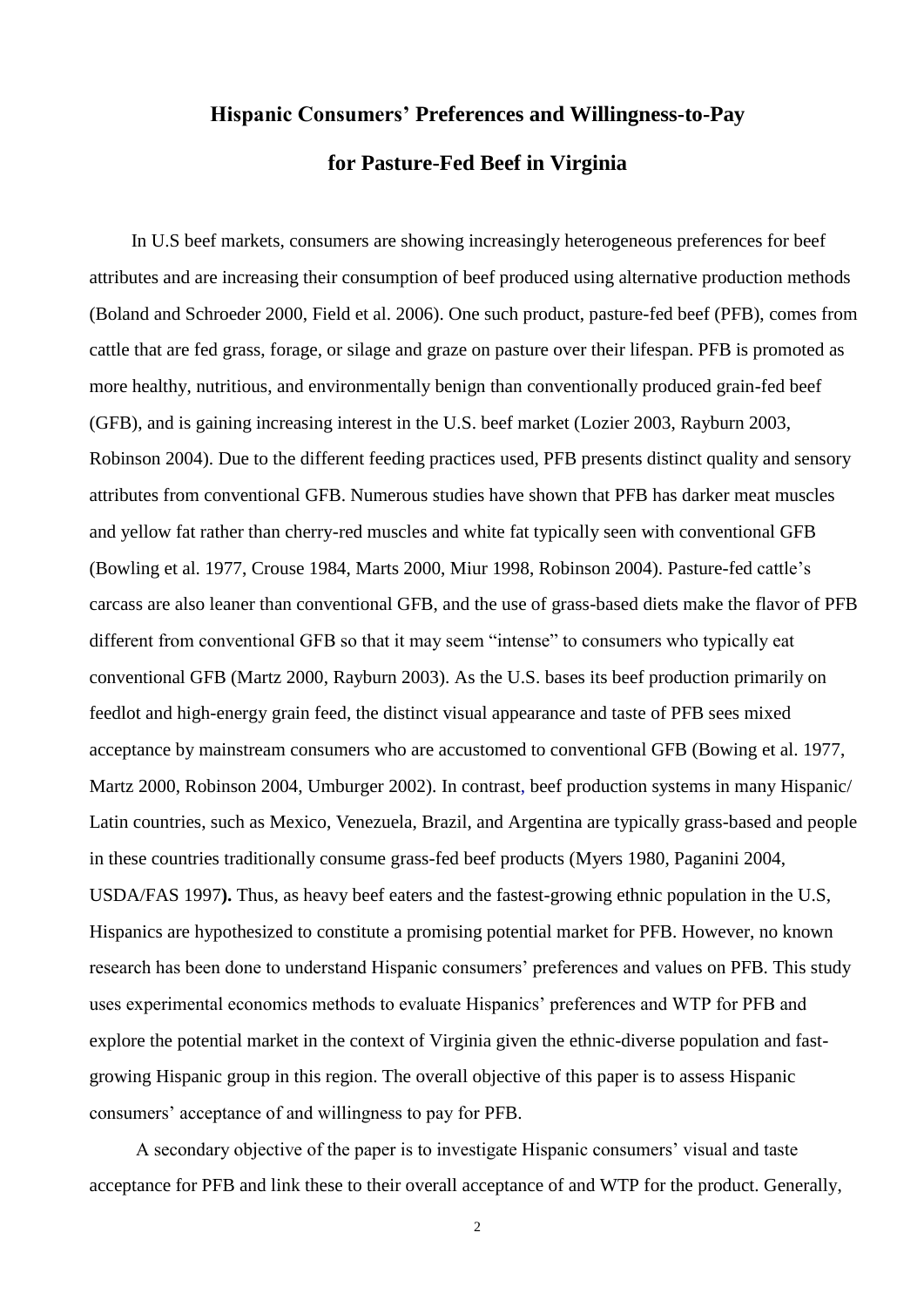# Hispanic Consumers' Preferences and Willingness-to-Pay for Pasture-Fed Beef in Virginia

In U.S beef markets, consumers are showing increasingly heterogeneous preferences for beef attributes and are increasing their consumption of beef produced using alternative production methods (Boland and Schroeder 2000, Field et al. 2006). One such product, pasture-fed beef (PFB), comes from cattle that are fed grass, forage, or silage and graze on pasture over their lifespan. PFB is promoted as more healthy, nutritious, and environmentally benign than conventionally produced grain-fed beef (GFB), and is gaining increasing interest in the U.S. beef market (Lozier 2003, Rayburn 2003, Robinson 2004). Due to the different feeding practices used, PFB presents distinct quality and sensory attributes from conventional GFB. Numerous studies have shown that PFB has darker meat muscles and yellow fat rather than cherry-red muscles and white fat typically seen with conventional GFB (Bowling et al. 1977, Crouse 1984, Marts 2000, Miur 1998, Robinson 2004). Pasture-fed cattle's carcass are also leaner than conventional GFB, and the use of grass-based diets make the flavor of PFB different from conventional GFB so that it may seem "intense" to consumers who typically eat conventional GFB (Martz 2000, Rayburn 2003). As the U.S. bases its beef production primarily on feedlot and high-energy grain feed, the distinct visual appearance and taste of PFB sees mixed acceptance by mainstream consumers who are accustomed to conventional GFB (Bowing et al. 1977, Martz 2000, Robinson 2004, Umburger 2002). In contrast, beef production systems in many Hispanic/ Latin countries, such as Mexico, Venezuela, Brazil, and Argentina are typically grass-based and people in these countries traditionally consume grass-fed beef products (Myers 1980, Paganini 2004, USDA/FAS 1997**).** Thus, as heavy beef eaters and the fastest-growing ethnic population in the U.S, Hispanics are hypothesized to constitute a promising potential market for PFB. However, no known research has been done to understand Hispanic consumers' preferences and values on PFB. This study uses experimental economics methods to evaluate Hispanics' preferences and WTP for PFB and explore the potential market in the context of Virginia given the ethnic-diverse population and fast-growing Hispanic group in this region. The overall objective of this paper is to assess Hispanic consumers' acceptance of and willingness to pay for PFB.

A secondary objective of the paper is to investigate Hispanic consumers' visual and taste acceptance for PFB and link these to their overall acceptance of and WTP for the product. Generally,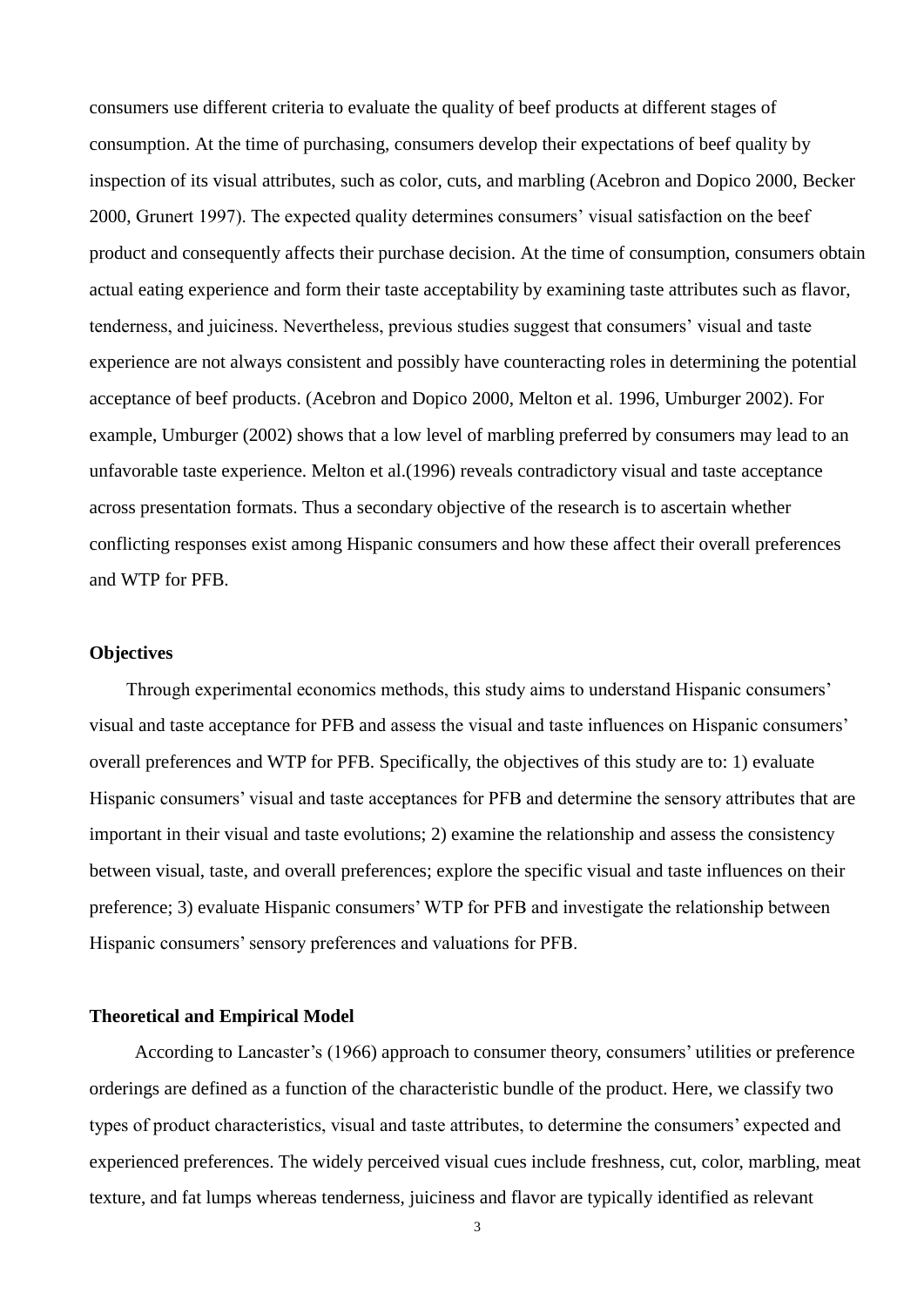consumers use different criteria to evaluate the quality of beef products at different stages of consumption. At the time of purchasing, consumers develop their expectations of beef quality by inspection of its visual attributes, such as color, cuts, and marbling (Acebron and Dopico 2000, Becker 2000, Grunert 1997). The expected quality determines consumers' visual satisfaction on the beef product and consequently affects their purchase decision. At the time of consumption, consumers obtain actual eating experience and form their taste acceptability by examining taste attributes such as flavor, tenderness, and juiciness. Nevertheless, previous studies suggest that consumers' visual and taste experience are not always consistent and possibly have counteracting roles in determining the potential acceptance of beef products. (Acebron and Dopico 2000, Melton et al. 1996, Umburger 2002). For example, Umburger (2002) shows that a low level of marbling preferred by consumers may lead to an unfavorable taste experience. Melton et al.(1996) reveals contradictory visual and taste acceptance across presentation formats. Thus a secondary objective of the research is to ascertain whether conflicting responses exist among Hispanic consumers and how these affect their overall preferences and WTP for PFB.

**Objectives**

Through experimental economics methods, this study aims to understand Hispanic consumers' visual and taste acceptance for PFB and assess the visual and taste influences on Hispanic consumers' overall preferences and WTP for PFB. Specifically, the objectives of this study are to: 1) evaluate Hispanic consumers' visual and taste acceptances for PFB and determine the sensory attributes that are important in their visual and taste evolutions; 2) examine the relationship and assess the consistency between visual, taste, and overall preferences; explore the specific visual and taste influences on their preference; 3) evaluate Hispanic consumers' WTP for PFB and investigate the relationship between Hispanic consumers' sensory preferences and valuations for PFB.

**Theoretical and Empirical Model**

According to Lancaster's (1966) approach to consumer theory, consumers' utilities or preference orderings are defined as a function of the characteristic bundle of the product. Here, we classify two types of product characteristics, visual and taste attributes, to determine the consumers' expected and experienced preferences. The widely perceived visual cues include freshness, cut, color, marbling, meat texture, and fat lumps whereas tenderness, juiciness and flavor are typically identified as relevant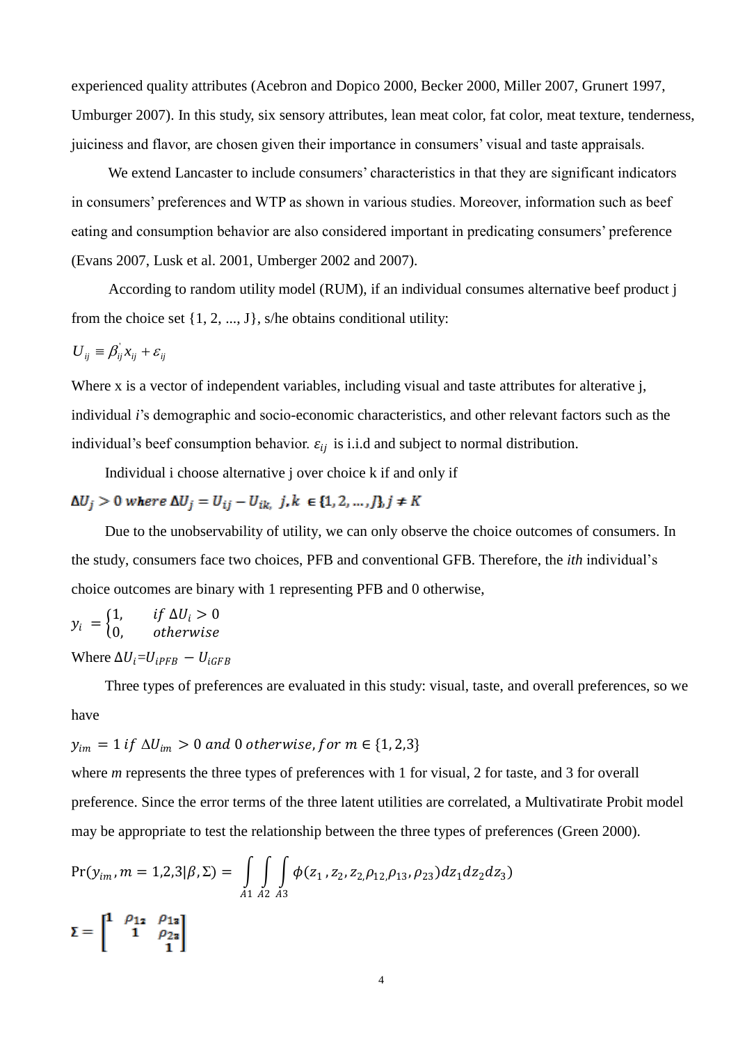experienced quality attributes (Acebron and Dopico 2000, Becker 2000, Miller 2007, Grunert 1997, Umburger 2007). In this study, six sensory attributes, lean meat color, fat color, meat texture, tenderness, juiciness and flavor, are chosen given their importance in consumers' visual and taste appraisals.

We extend Lancaster to include consumers' characteristics in that they are significant indicators in consumers' preferences and WTP as shown in various studies. Moreover, information such as beef eating and consumption behavior are also considered important in predicating consumers' preference (Evans 2007, Lusk et al. 2001, Umberger 2002 and 2007).

According to random utility model (RUM), if an individual consumes alternative beef product j from the choice set {1, 2, ..., J}, s/he obtains conditional utility:

$$U_{ij} \equiv \beta_{ij}^{'} x_{ij} + \varepsilon_{ij}$$

Where x is a vector of independent variables, including visual and taste attributes for alterative j, individual *i*'s demographic and socio-economic characteristics, and other relevant factors such as the individual's beef consumption behavior. $\varepsilon_{ij}$ is i.i.d and subject to normal distribution.

Individual i choose alternative j over choice k if and only if

$$\Delta U_j > 0 \textit{ where } \Delta U_j = U_{ij} - U_{ik}, \; j, k \in \{1, 2, \ldots, J\}, j \neq K$$

Due to the unobservability of utility, we can only observe the choice outcomes of consumers. In the study, consumers face two choices, PFB and conventional GFB. Therefore, the *ith* individual's choice outcomes are binary with 1 representing PFB and 0 otherwise,

$$y_i = \begin{cases} 1, & if\ \Delta U_i > 0 \\ 0, & otherwise \end{cases}$$

Where $\Delta U_i = U_{iPFB} - U_{iGFB}$

Three types of preferences are evaluated in this study: visual, taste, and overall preferences, so we have

$$y_{im} = 1\ if\ \Delta U_{im} > 0\ and\ 0\ otherwise, for\ m \in \{1, 2{,}3\}$$

where *m* represents the three types of preferences with 1 for visual, 2 for taste, and 3 for overall preference. Since the error terms of the three latent utilities are correlated, a Multivatirate Probit model may be appropriate to test the relationship between the three types of preferences (Green 2000).

$$\Pr(y_{im}, m = 1{,}2{,}3|\beta, \Sigma) = \int_{A1}\int_{A2}\int_{A3} \phi(z_1, z_2, z_{2,}\rho_{12,}\rho_{13}, \rho_{23}) dz_1 dz_2 dz_3)$$

$$\Sigma = \begin{bmatrix} 1 & \rho_{12} & \rho_{13} \\ & 1 & \rho_{23} \\ & & 1 \end{bmatrix}$$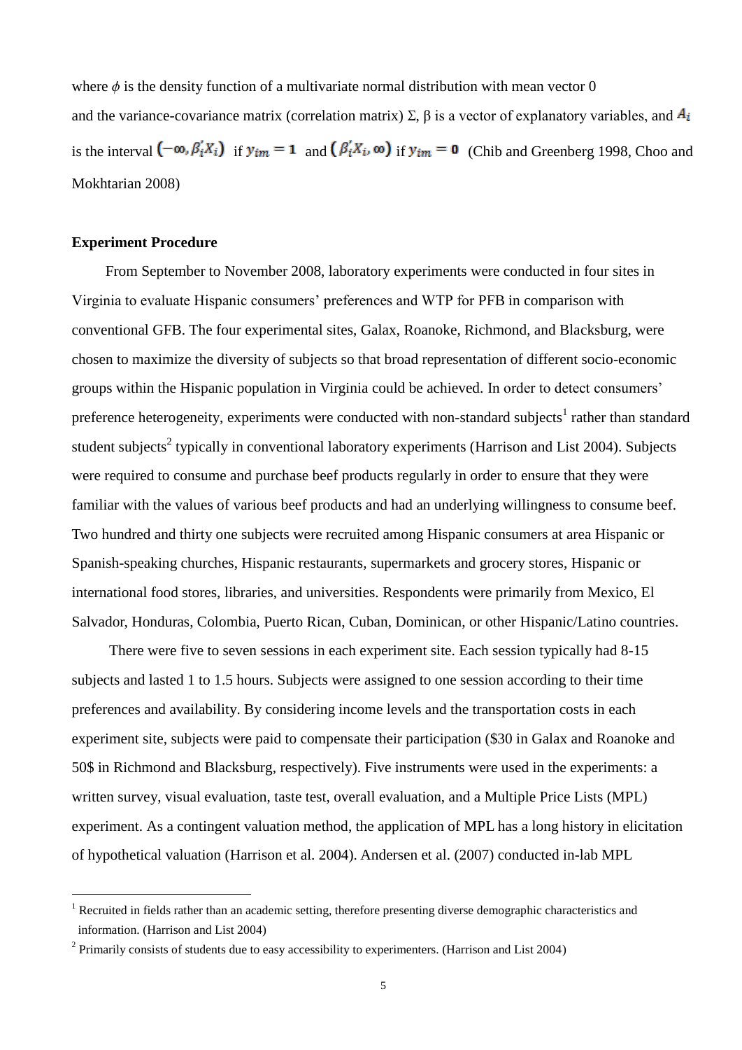where $\phi$ is the density function of a multivariate normal distribution with mean vector 0 and the variance-covariance matrix (correlation matrix) $\Sigma$, $\beta$ is a vector of explanatory variables, and $A_i$ is the interval $(-\infty, \beta_i' X_i)$ if $y_{im} = 1$ and $(\beta_i' X_i, \infty)$ if $y_{im} = 0$ (Chib and Greenberg 1998, Choo and Mokhtarian 2008)

**Experiment Procedure**

From September to November 2008, laboratory experiments were conducted in four sites in Virginia to evaluate Hispanic consumers' preferences and WTP for PFB in comparison with conventional GFB. The four experimental sites, Galax, Roanoke, Richmond, and Blacksburg, were chosen to maximize the diversity of subjects so that broad representation of different socio-economic groups within the Hispanic population in Virginia could be achieved. In order to detect consumers' preference heterogeneity, experiments were conducted with non-standard subjects[1] rather than standard student subjects[2] typically in conventional laboratory experiments (Harrison and List 2004). Subjects were required to consume and purchase beef products regularly in order to ensure that they were familiar with the values of various beef products and had an underlying willingness to consume beef. Two hundred and thirty one subjects were recruited among Hispanic consumers at area Hispanic or Spanish-speaking churches, Hispanic restaurants, supermarkets and grocery stores, Hispanic or international food stores, libraries, and universities. Respondents were primarily from Mexico, El Salvador, Honduras, Colombia, Puerto Rican, Cuban, Dominican, or other Hispanic/Latino countries.

There were five to seven sessions in each experiment site. Each session typically had 8-15 subjects and lasted 1 to 1.5 hours. Subjects were assigned to one session according to their time preferences and availability. By considering income levels and the transportation costs in each experiment site, subjects were paid to compensate their participation ($30 in Galax and Roanoke and 50$ in Richmond and Blacksburg, respectively). Five instruments were used in the experiments: a written survey, visual evaluation, taste test, overall evaluation, and a Multiple Price Lists (MPL) experiment. As a contingent valuation method, the application of MPL has a long history in elicitation of hypothetical valuation (Harrison et al. 2004). Andersen et al. (2007) conducted in-lab MPL

[1] Recruited in fields rather than an academic setting, therefore presenting diverse demographic characteristics and information. (Harrison and List 2004)

[2] Primarily consists of students due to easy accessibility to experimenters. (Harrison and List 2004)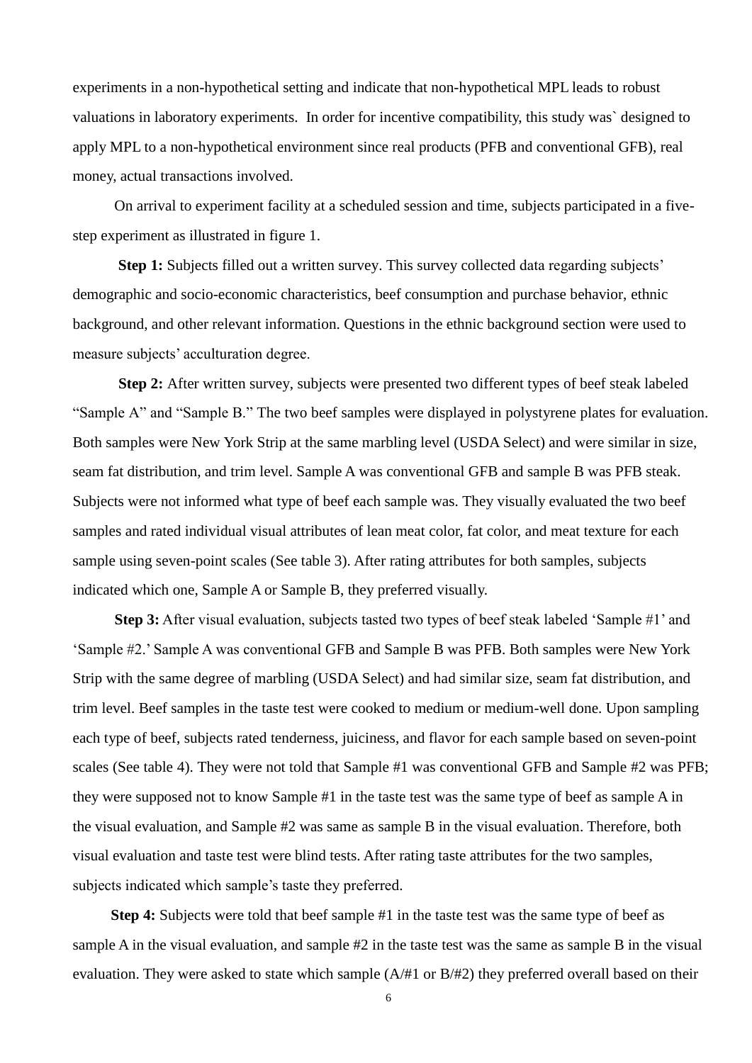experiments in a non-hypothetical setting and indicate that non-hypothetical MPL leads to robust valuations in laboratory experiments. In order for incentive compatibility, this study was` designed to apply MPL to a non-hypothetical environment since real products (PFB and conventional GFB), real money, actual transactions involved.

On arrival to experiment facility at a scheduled session and time, subjects participated in a five-step experiment as illustrated in figure 1.

**Step 1:** Subjects filled out a written survey. This survey collected data regarding subjects' demographic and socio-economic characteristics, beef consumption and purchase behavior, ethnic background, and other relevant information. Questions in the ethnic background section were used to measure subjects' acculturation degree.

**Step 2:** After written survey, subjects were presented two different types of beef steak labeled "Sample A" and "Sample B." The two beef samples were displayed in polystyrene plates for evaluation. Both samples were New York Strip at the same marbling level (USDA Select) and were similar in size, seam fat distribution, and trim level. Sample A was conventional GFB and sample B was PFB steak. Subjects were not informed what type of beef each sample was. They visually evaluated the two beef samples and rated individual visual attributes of lean meat color, fat color, and meat texture for each sample using seven-point scales (See table 3). After rating attributes for both samples, subjects indicated which one, Sample A or Sample B, they preferred visually.

**Step 3:** After visual evaluation, subjects tasted two types of beef steak labeled 'Sample #1' and 'Sample #2.' Sample A was conventional GFB and Sample B was PFB. Both samples were New York Strip with the same degree of marbling (USDA Select) and had similar size, seam fat distribution, and trim level. Beef samples in the taste test were cooked to medium or medium-well done. Upon sampling each type of beef, subjects rated tenderness, juiciness, and flavor for each sample based on seven-point scales (See table 4). They were not told that Sample #1 was conventional GFB and Sample #2 was PFB; they were supposed not to know Sample #1 in the taste test was the same type of beef as sample A in the visual evaluation, and Sample #2 was same as sample B in the visual evaluation. Therefore, both visual evaluation and taste test were blind tests. After rating taste attributes for the two samples, subjects indicated which sample's taste they preferred.

**Step 4:** Subjects were told that beef sample #1 in the taste test was the same type of beef as sample A in the visual evaluation, and sample #2 in the taste test was the same as sample B in the visual evaluation. They were asked to state which sample (A/#1 or B/#2) they preferred overall based on their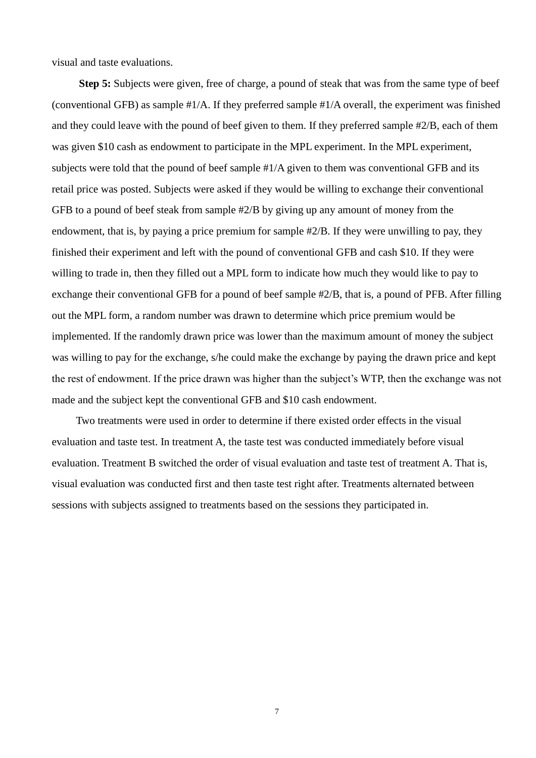visual and taste evaluations.

**Step 5:** Subjects were given, free of charge, a pound of steak that was from the same type of beef (conventional GFB) as sample #1/A. If they preferred sample #1/A overall, the experiment was finished and they could leave with the pound of beef given to them. If they preferred sample #2/B, each of them was given $10 cash as endowment to participate in the MPL experiment. In the MPL experiment, subjects were told that the pound of beef sample #1/A given to them was conventional GFB and its retail price was posted. Subjects were asked if they would be willing to exchange their conventional GFB to a pound of beef steak from sample #2/B by giving up any amount of money from the endowment, that is, by paying a price premium for sample #2/B. If they were unwilling to pay, they finished their experiment and left with the pound of conventional GFB and cash $10. If they were willing to trade in, then they filled out a MPL form to indicate how much they would like to pay to exchange their conventional GFB for a pound of beef sample #2/B, that is, a pound of PFB. After filling out the MPL form, a random number was drawn to determine which price premium would be implemented. If the randomly drawn price was lower than the maximum amount of money the subject was willing to pay for the exchange, s/he could make the exchange by paying the drawn price and kept the rest of endowment. If the price drawn was higher than the subject's WTP, then the exchange was not made and the subject kept the conventional GFB and $10 cash endowment.

Two treatments were used in order to determine if there existed order effects in the visual evaluation and taste test. In treatment A, the taste test was conducted immediately before visual evaluation. Treatment B switched the order of visual evaluation and taste test of treatment A. That is, visual evaluation was conducted first and then taste test right after. Treatments alternated between sessions with subjects assigned to treatments based on the sessions they participated in.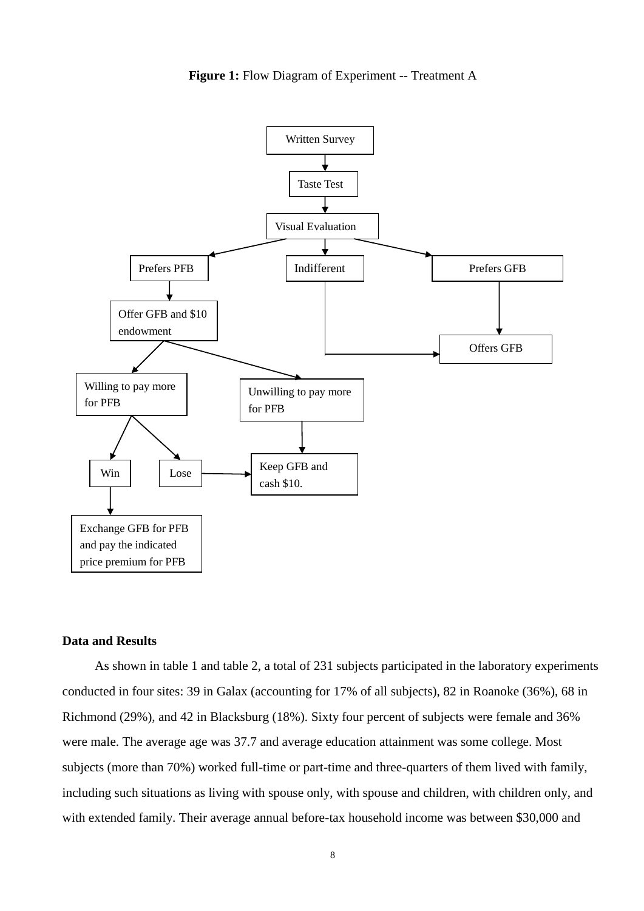**Figure 1:** Flow Diagram of Experiment -- Treatment A

Written Survey → Taste Test → Visual Evaluation

- Visual Evaluation → Prefers PFB → Offer GFB and $10 endowment
  - → Willing to pay more for PFB
    - → Win → Exchange GFB for PFB and pay the indicated price premium for PFB
    - → Lose → Keep GFB and cash $10.
  - → Unwilling to pay more for PFB → Keep GFB and cash $10.
- Visual Evaluation → Indifferent → Offers GFB
- Visual Evaluation → Prefers GFB → Offers GFB

**Data and Results**

As shown in table 1 and table 2, a total of 231 subjects participated in the laboratory experiments conducted in four sites: 39 in Galax (accounting for 17% of all subjects), 82 in Roanoke (36%), 68 in Richmond (29%), and 42 in Blacksburg (18%). Sixty four percent of subjects were female and 36% were male. The average age was 37.7 and average education attainment was some college. Most subjects (more than 70%) worked full-time or part-time and three-quarters of them lived with family, including such situations as living with spouse only, with spouse and children, with children only, and with extended family. Their average annual before-tax household income was between $30,000 and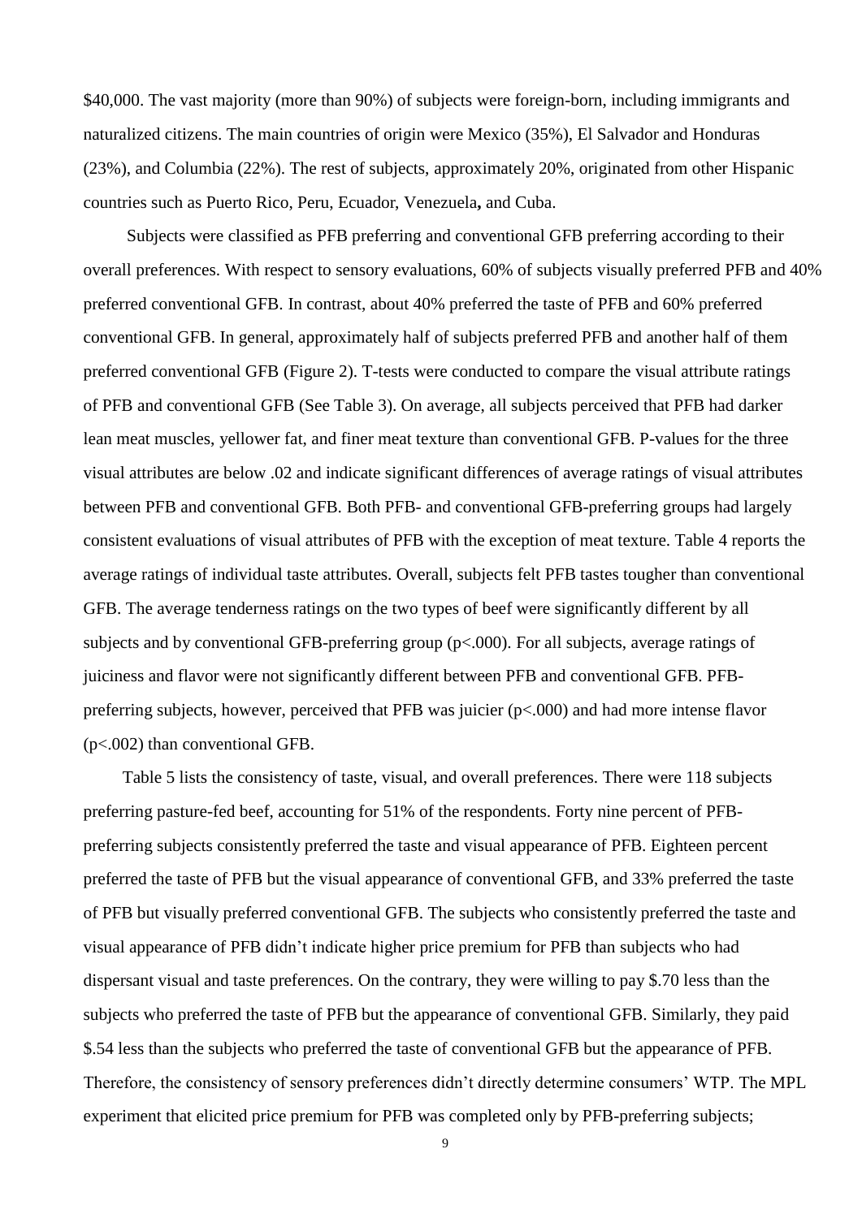$40,000. The vast majority (more than 90%) of subjects were foreign-born, including immigrants and naturalized citizens. The main countries of origin were Mexico (35%), El Salvador and Honduras (23%), and Columbia (22%). The rest of subjects, approximately 20%, originated from other Hispanic countries such as Puerto Rico, Peru, Ecuador, Venezuela**,** and Cuba.

Subjects were classified as PFB preferring and conventional GFB preferring according to their overall preferences. With respect to sensory evaluations, 60% of subjects visually preferred PFB and 40% preferred conventional GFB. In contrast, about 40% preferred the taste of PFB and 60% preferred conventional GFB. In general, approximately half of subjects preferred PFB and another half of them preferred conventional GFB (Figure 2). T-tests were conducted to compare the visual attribute ratings of PFB and conventional GFB (See Table 3). On average, all subjects perceived that PFB had darker lean meat muscles, yellower fat, and finer meat texture than conventional GFB. P-values for the three visual attributes are below .02 and indicate significant differences of average ratings of visual attributes between PFB and conventional GFB. Both PFB- and conventional GFB-preferring groups had largely consistent evaluations of visual attributes of PFB with the exception of meat texture. Table 4 reports the average ratings of individual taste attributes. Overall, subjects felt PFB tastes tougher than conventional GFB. The average tenderness ratings on the two types of beef were significantly different by all subjects and by conventional GFB-preferring group ($p<.000$). For all subjects, average ratings of juiciness and flavor were not significantly different between PFB and conventional GFB. PFB-preferring subjects, however, perceived that PFB was juicier ($p<.000$) and had more intense flavor ($p<.002$) than conventional GFB.

Table 5 lists the consistency of taste, visual, and overall preferences. There were 118 subjects preferring pasture-fed beef, accounting for 51% of the respondents. Forty nine percent of PFB-preferring subjects consistently preferred the taste and visual appearance of PFB. Eighteen percent preferred the taste of PFB but the visual appearance of conventional GFB, and 33% preferred the taste of PFB but visually preferred conventional GFB. The subjects who consistently preferred the taste and visual appearance of PFB didn't indicate higher price premium for PFB than subjects who had dispersant visual and taste preferences. On the contrary, they were willing to pay $.70 less than the subjects who preferred the taste of PFB but the appearance of conventional GFB. Similarly, they paid $.54 less than the subjects who preferred the taste of conventional GFB but the appearance of PFB. Therefore, the consistency of sensory preferences didn't directly determine consumers' WTP. The MPL experiment that elicited price premium for PFB was completed only by PFB-preferring subjects;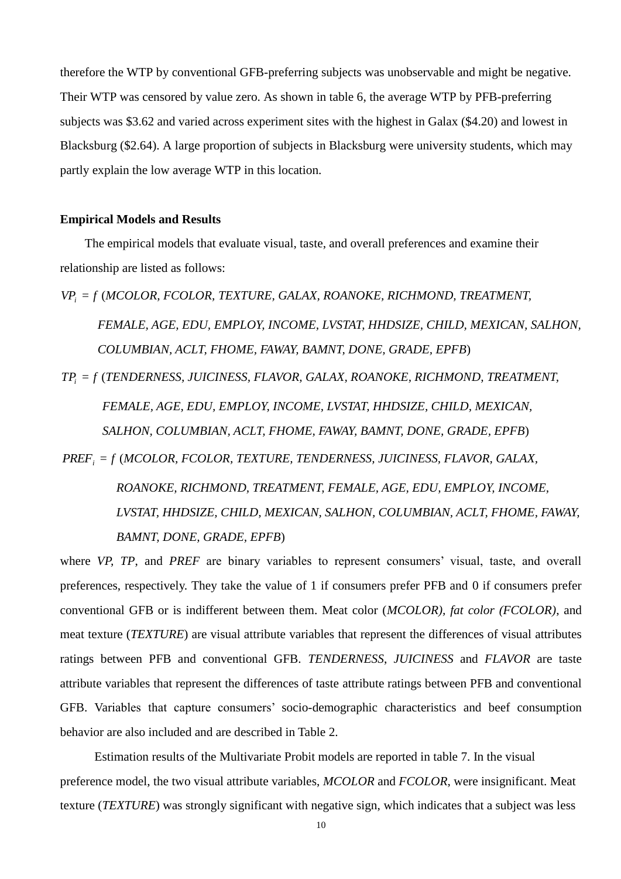therefore the WTP by conventional GFB-preferring subjects was unobservable and might be negative. Their WTP was censored by value zero. As shown in table 6, the average WTP by PFB-preferring subjects was \$3.62 and varied across experiment sites with the highest in Galax (\$4.20) and lowest in Blacksburg (\$2.64). A large proportion of subjects in Blacksburg were university students, which may partly explain the low average WTP in this location.

**Empirical Models and Results**

The empirical models that evaluate visual, taste, and overall preferences and examine their relationship are listed as follows:

$VP_i = f$ (*MCOLOR, FCOLOR, TEXTURE, GALAX, ROANOKE, RICHMOND, TREATMENT, FEMALE, AGE, EDU, EMPLOY, INCOME, LVSTAT, HHDSIZE, CHILD, MEXICAN, SALHON, COLUMBIAN, ACLT, FHOME, FAWAY, BAMNT, DONE, GRADE, EPFB*)

$TP_i = f$ (*TENDERNESS, JUICINESS, FLAVOR, GALAX, ROANOKE, RICHMOND, TREATMENT, FEMALE, AGE, EDU, EMPLOY, INCOME, LVSTAT, HHDSIZE, CHILD, MEXICAN, SALHON, COLUMBIAN, ACLT, FHOME, FAWAY, BAMNT, DONE, GRADE, EPFB*)

$PREF_i = f$ (*MCOLOR, FCOLOR, TEXTURE, TENDERNESS, JUICINESS, FLAVOR, GALAX, ROANOKE, RICHMOND, TREATMENT, FEMALE, AGE, EDU, EMPLOY, INCOME, LVSTAT, HHDSIZE, CHILD, MEXICAN, SALHON, COLUMBIAN, ACLT, FHOME, FAWAY, BAMNT, DONE, GRADE, EPFB*)

where *VP*, *TP*, and *PREF* are binary variables to represent consumers' visual, taste, and overall preferences, respectively. They take the value of 1 if consumers prefer PFB and 0 if consumers prefer conventional GFB or is indifferent between them. Meat color (*MCOLOR), fat color (FCOLOR),* and meat texture (*TEXTURE*) are visual attribute variables that represent the differences of visual attributes ratings between PFB and conventional GFB. *TENDERNESS*, *JUICINESS* and *FLAVOR* are taste attribute variables that represent the differences of taste attribute ratings between PFB and conventional GFB. Variables that capture consumers' socio-demographic characteristics and beef consumption behavior are also included and are described in Table 2.

Estimation results of the Multivariate Probit models are reported in table 7. In the visual preference model, the two visual attribute variables, *MCOLOR* and *FCOLOR*, were insignificant. Meat texture (*TEXTURE*) was strongly significant with negative sign, which indicates that a subject was less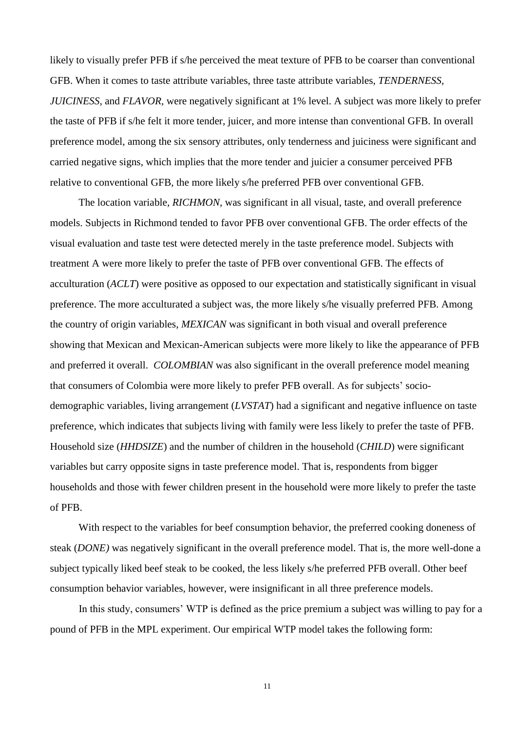likely to visually prefer PFB if s/he perceived the meat texture of PFB to be coarser than conventional GFB. When it comes to taste attribute variables, three taste attribute variables, *TENDERNESS*, *JUICINESS*, and *FLAVOR*, were negatively significant at 1% level. A subject was more likely to prefer the taste of PFB if s/he felt it more tender, juicer, and more intense than conventional GFB. In overall preference model, among the six sensory attributes, only tenderness and juiciness were significant and carried negative signs, which implies that the more tender and juicier a consumer perceived PFB relative to conventional GFB, the more likely s/he preferred PFB over conventional GFB.

The location variable, *RICHMON*, was significant in all visual, taste, and overall preference models. Subjects in Richmond tended to favor PFB over conventional GFB. The order effects of the visual evaluation and taste test were detected merely in the taste preference model. Subjects with treatment A were more likely to prefer the taste of PFB over conventional GFB. The effects of acculturation (*ACLT*) were positive as opposed to our expectation and statistically significant in visual preference. The more acculturated a subject was, the more likely s/he visually preferred PFB. Among the country of origin variables, *MEXICAN* was significant in both visual and overall preference showing that Mexican and Mexican-American subjects were more likely to like the appearance of PFB and preferred it overall. *COLOMBIAN* was also significant in the overall preference model meaning that consumers of Colombia were more likely to prefer PFB overall. As for subjects' socio-demographic variables, living arrangement (*LVSTAT*) had a significant and negative influence on taste preference, which indicates that subjects living with family were less likely to prefer the taste of PFB. Household size (*HHDSIZE*) and the number of children in the household (*CHILD*) were significant variables but carry opposite signs in taste preference model. That is, respondents from bigger households and those with fewer children present in the household were more likely to prefer the taste of PFB.

With respect to the variables for beef consumption behavior, the preferred cooking doneness of steak (*DONE)* was negatively significant in the overall preference model. That is, the more well-done a subject typically liked beef steak to be cooked, the less likely s/he preferred PFB overall. Other beef consumption behavior variables, however, were insignificant in all three preference models.

In this study, consumers' WTP is defined as the price premium a subject was willing to pay for a pound of PFB in the MPL experiment. Our empirical WTP model takes the following form: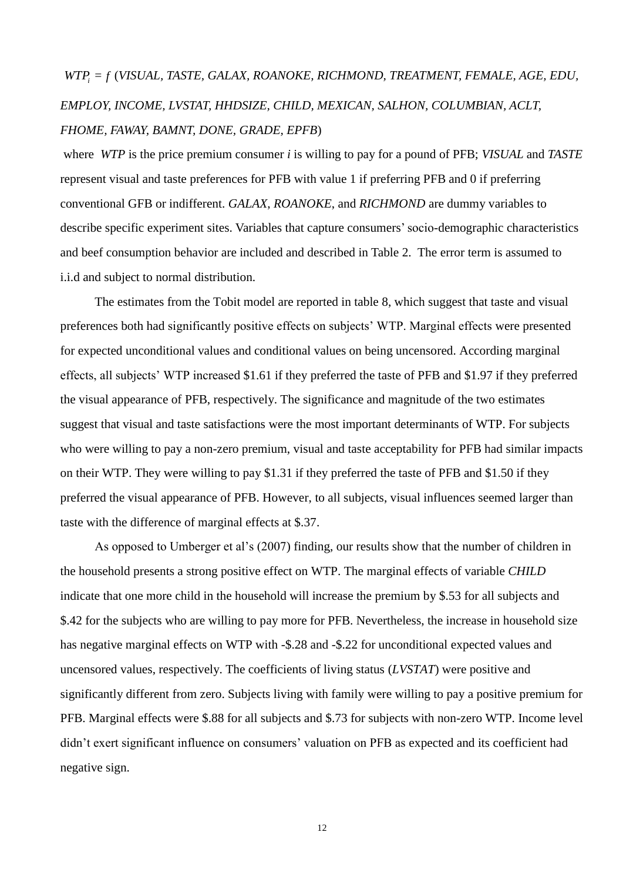$$WTP_i = f\,(VISUAL, TASTE, GALAX, ROANOKE, RICHMOND, TREATMENT, FEMALE, AGE, EDU, EMPLOY, INCOME, LVSTAT, HHDSIZE, CHILD, MEXICAN, SALHON, COLUMBIAN, ACLT, FHOME, FAWAY, BAMNT, DONE, GRADE, EPFB)$$

where *WTP* is the price premium consumer *i* is willing to pay for a pound of PFB; *VISUAL* and *TASTE* represent visual and taste preferences for PFB with value 1 if preferring PFB and 0 if preferring conventional GFB or indifferent. *GALAX*, *ROANOKE*, and *RICHMOND* are dummy variables to describe specific experiment sites. Variables that capture consumers' socio-demographic characteristics and beef consumption behavior are included and described in Table 2. The error term is assumed to i.i.d and subject to normal distribution.

The estimates from the Tobit model are reported in table 8, which suggest that taste and visual preferences both had significantly positive effects on subjects' WTP. Marginal effects were presented for expected unconditional values and conditional values on being uncensored. According marginal effects, all subjects' WTP increased \$1.61 if they preferred the taste of PFB and \$1.97 if they preferred the visual appearance of PFB, respectively. The significance and magnitude of the two estimates suggest that visual and taste satisfactions were the most important determinants of WTP. For subjects who were willing to pay a non-zero premium, visual and taste acceptability for PFB had similar impacts on their WTP. They were willing to pay \$1.31 if they preferred the taste of PFB and \$1.50 if they preferred the visual appearance of PFB. However, to all subjects, visual influences seemed larger than taste with the difference of marginal effects at \$.37.

As opposed to Umberger et al's (2007) finding, our results show that the number of children in the household presents a strong positive effect on WTP. The marginal effects of variable *CHILD* indicate that one more child in the household will increase the premium by \$.53 for all subjects and \$.42 for the subjects who are willing to pay more for PFB. Nevertheless, the increase in household size has negative marginal effects on WTP with -\$.28 and -\$.22 for unconditional expected values and uncensored values, respectively. The coefficients of living status (*LVSTAT*) were positive and significantly different from zero. Subjects living with family were willing to pay a positive premium for PFB. Marginal effects were \$.88 for all subjects and \$.73 for subjects with non-zero WTP. Income level didn't exert significant influence on consumers' valuation on PFB as expected and its coefficient had negative sign.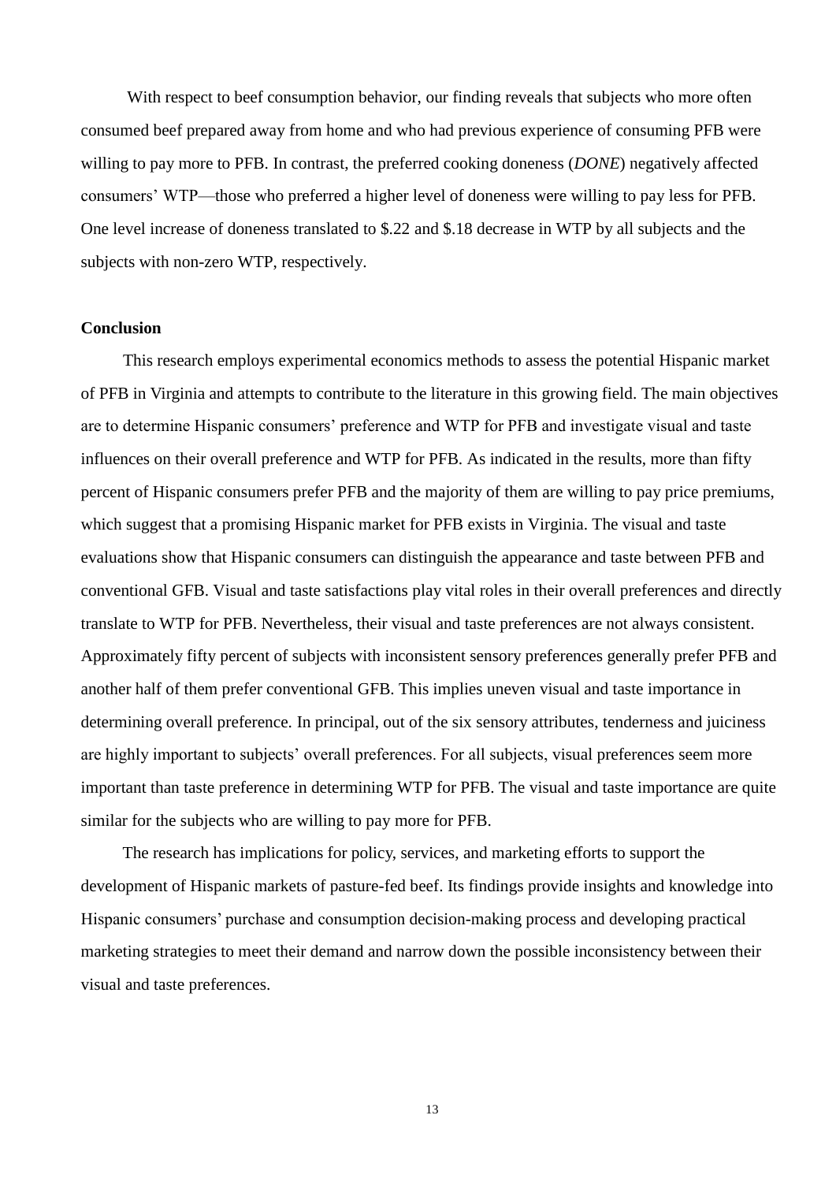With respect to beef consumption behavior, our finding reveals that subjects who more often consumed beef prepared away from home and who had previous experience of consuming PFB were willing to pay more to PFB. In contrast, the preferred cooking doneness (*DONE*) negatively affected consumers' WTP—those who preferred a higher level of doneness were willing to pay less for PFB. One level increase of doneness translated to $.22 and $.18 decrease in WTP by all subjects and the subjects with non-zero WTP, respectively.

## Conclusion

This research employs experimental economics methods to assess the potential Hispanic market of PFB in Virginia and attempts to contribute to the literature in this growing field. The main objectives are to determine Hispanic consumers' preference and WTP for PFB and investigate visual and taste influences on their overall preference and WTP for PFB. As indicated in the results, more than fifty percent of Hispanic consumers prefer PFB and the majority of them are willing to pay price premiums, which suggest that a promising Hispanic market for PFB exists in Virginia. The visual and taste evaluations show that Hispanic consumers can distinguish the appearance and taste between PFB and conventional GFB. Visual and taste satisfactions play vital roles in their overall preferences and directly translate to WTP for PFB. Nevertheless, their visual and taste preferences are not always consistent. Approximately fifty percent of subjects with inconsistent sensory preferences generally prefer PFB and another half of them prefer conventional GFB. This implies uneven visual and taste importance in determining overall preference. In principal, out of the six sensory attributes, tenderness and juiciness are highly important to subjects' overall preferences. For all subjects, visual preferences seem more important than taste preference in determining WTP for PFB. The visual and taste importance are quite similar for the subjects who are willing to pay more for PFB.

The research has implications for policy, services, and marketing efforts to support the development of Hispanic markets of pasture-fed beef. Its findings provide insights and knowledge into Hispanic consumers' purchase and consumption decision-making process and developing practical marketing strategies to meet their demand and narrow down the possible inconsistency between their visual and taste preferences.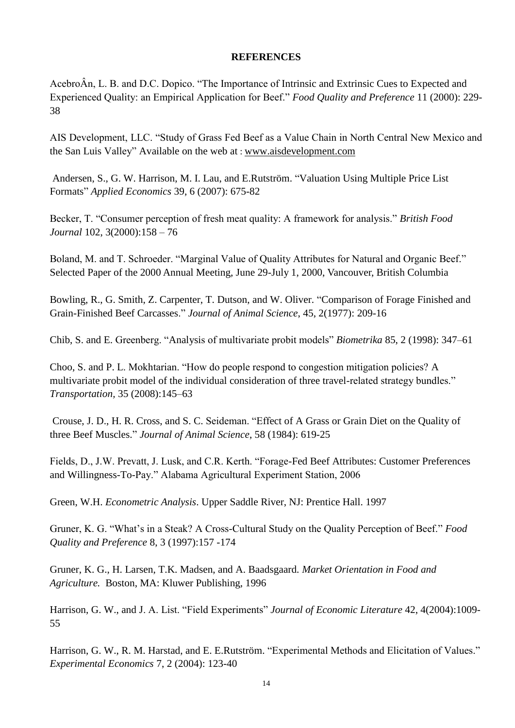**REFERENCES**

AcebroÂn, L. B. and D.C. Dopico. "The Importance of Intrinsic and Extrinsic Cues to Expected and Experienced Quality: an Empirical Application for Beef." *Food Quality and Preference* 11 (2000): 229-38

AIS Development, LLC. "Study of Grass Fed Beef as a Value Chain in North Central New Mexico and the San Luis Valley" Available on the web at : www.aisdevelopment.com

Andersen, S., G. W. Harrison, M. I. Lau, and E.Rutström. "Valuation Using Multiple Price List Formats" *Applied Economics* 39, 6 (2007): 675-82

Becker, T. "Consumer perception of fresh meat quality: A framework for analysis." *British Food Journal* 102, 3(2000):158 – 76

Boland, M. and T. Schroeder. "Marginal Value of Quality Attributes for Natural and Organic Beef." Selected Paper of the 2000 Annual Meeting, June 29-July 1, 2000, Vancouver, British Columbia

Bowling, R., G. Smith, Z. Carpenter, T. Dutson, and W. Oliver. "Comparison of Forage Finished and Grain-Finished Beef Carcasses." *Journal of Animal Science*, 45, 2(1977): 209-16

Chib, S. and E. Greenberg. "Analysis of multivariate probit models" *Biometrika* 85, 2 (1998): 347–61

Choo, S. and P. L. Mokhtarian. "How do people respond to congestion mitigation policies? A multivariate probit model of the individual consideration of three travel-related strategy bundles." *Transportation,* 35 (2008):145–63

Crouse, J. D., H. R. Cross, and S. C. Seideman. "Effect of A Grass or Grain Diet on the Quality of three Beef Muscles." *Journal of Animal Science*, 58 (1984): 619-25

Fields, D., J.W. Prevatt, J. Lusk, and C.R. Kerth. "Forage-Fed Beef Attributes: Customer Preferences and Willingness-To-Pay." Alabama Agricultural Experiment Station, 2006

Green, W.H. *Econometric Analysis*. Upper Saddle River, NJ: Prentice Hall. 1997

Gruner, K. G. "What's in a Steak? A Cross-Cultural Study on the Quality Perception of Beef." *Food Quality and Preference* 8, 3 (1997):157 -174

Gruner, K. G., H. Larsen, T.K. Madsen, and A. Baadsgaard. *Market Orientation in Food and Agriculture.* Boston, MA: Kluwer Publishing, 1996

Harrison, G. W., and J. A. List. "Field Experiments" *Journal of Economic Literature* 42, 4(2004):1009-55

Harrison, G. W., R. M. Harstad, and E. E.Rutström. "Experimental Methods and Elicitation of Values." *Experimental Economics* 7, 2 (2004): 123-40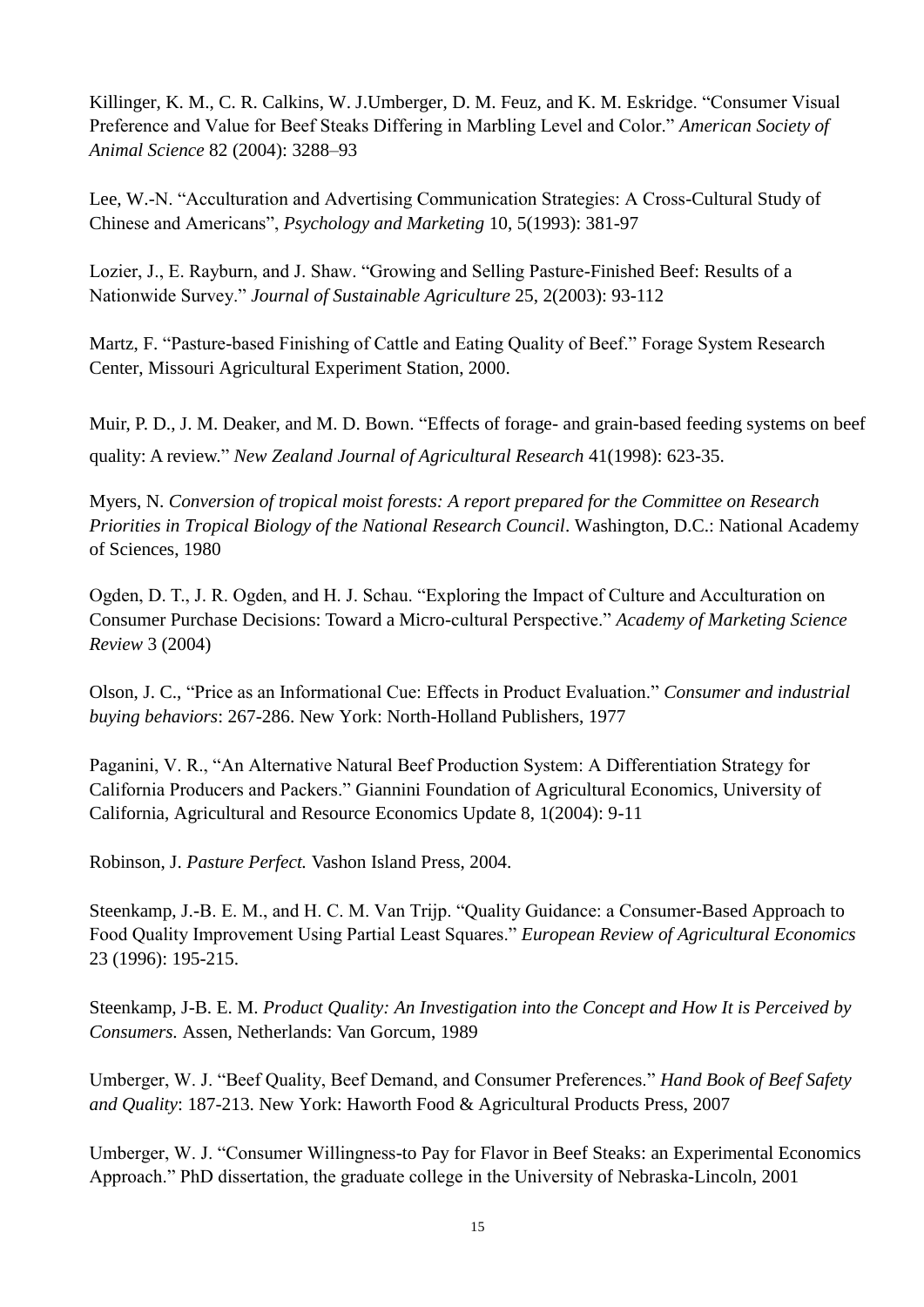Killinger, K. M., C. R. Calkins, W. J.Umberger, D. M. Feuz, and K. M. Eskridge. "Consumer Visual Preference and Value for Beef Steaks Differing in Marbling Level and Color." *American Society of Animal Science* 82 (2004): 3288–93

Lee, W.-N. "Acculturation and Advertising Communication Strategies: A Cross-Cultural Study of Chinese and Americans", *Psychology and Marketing* 10, 5(1993): 381-97

Lozier, J., E. Rayburn, and J. Shaw. "Growing and Selling Pasture-Finished Beef: Results of a Nationwide Survey." *Journal of Sustainable Agriculture* 25, 2(2003): 93-112

Martz, F. "Pasture-based Finishing of Cattle and Eating Quality of Beef." Forage System Research Center, Missouri Agricultural Experiment Station, 2000.

Muir, P. D., J. M. Deaker, and M. D. Bown. "Effects of forage- and grain-based feeding systems on beef quality: A review." *New Zealand Journal of Agricultural Research* 41(1998): 623-35.

Myers, N. *Conversion of tropical moist forests: A report prepared for the Committee on Research Priorities in Tropical Biology of the National Research Council*. Washington, D.C.: National Academy of Sciences, 1980

Ogden, D. T., J. R. Ogden, and H. J. Schau. "Exploring the Impact of Culture and Acculturation on Consumer Purchase Decisions: Toward a Micro-cultural Perspective." *Academy of Marketing Science Review* 3 (2004)

Olson, J. C., "Price as an Informational Cue: Effects in Product Evaluation." *Consumer and industrial buying behaviors*: 267-286. New York: North-Holland Publishers, 1977

Paganini, V. R., "An Alternative Natural Beef Production System: A Differentiation Strategy for California Producers and Packers." Giannini Foundation of Agricultural Economics, University of California, Agricultural and Resource Economics Update 8, 1(2004): 9-11

Robinson, J. *Pasture Perfect.* Vashon Island Press, 2004.

Steenkamp, J.-B. E. M., and H. C. M. Van Trijp. "Quality Guidance: a Consumer-Based Approach to Food Quality Improvement Using Partial Least Squares." *European Review of Agricultural Economics* 23 (1996): 195-215.

Steenkamp, J-B. E. M. *Product Quality: An Investigation into the Concept and How It is Perceived by Consumers.* Assen, Netherlands: Van Gorcum, 1989

Umberger, W. J. "Beef Quality, Beef Demand, and Consumer Preferences." *Hand Book of Beef Safety and Quality*: 187-213. New York: Haworth Food & Agricultural Products Press, 2007

Umberger, W. J. "Consumer Willingness-to Pay for Flavor in Beef Steaks: an Experimental Economics Approach." PhD dissertation, the graduate college in the University of Nebraska-Lincoln, 2001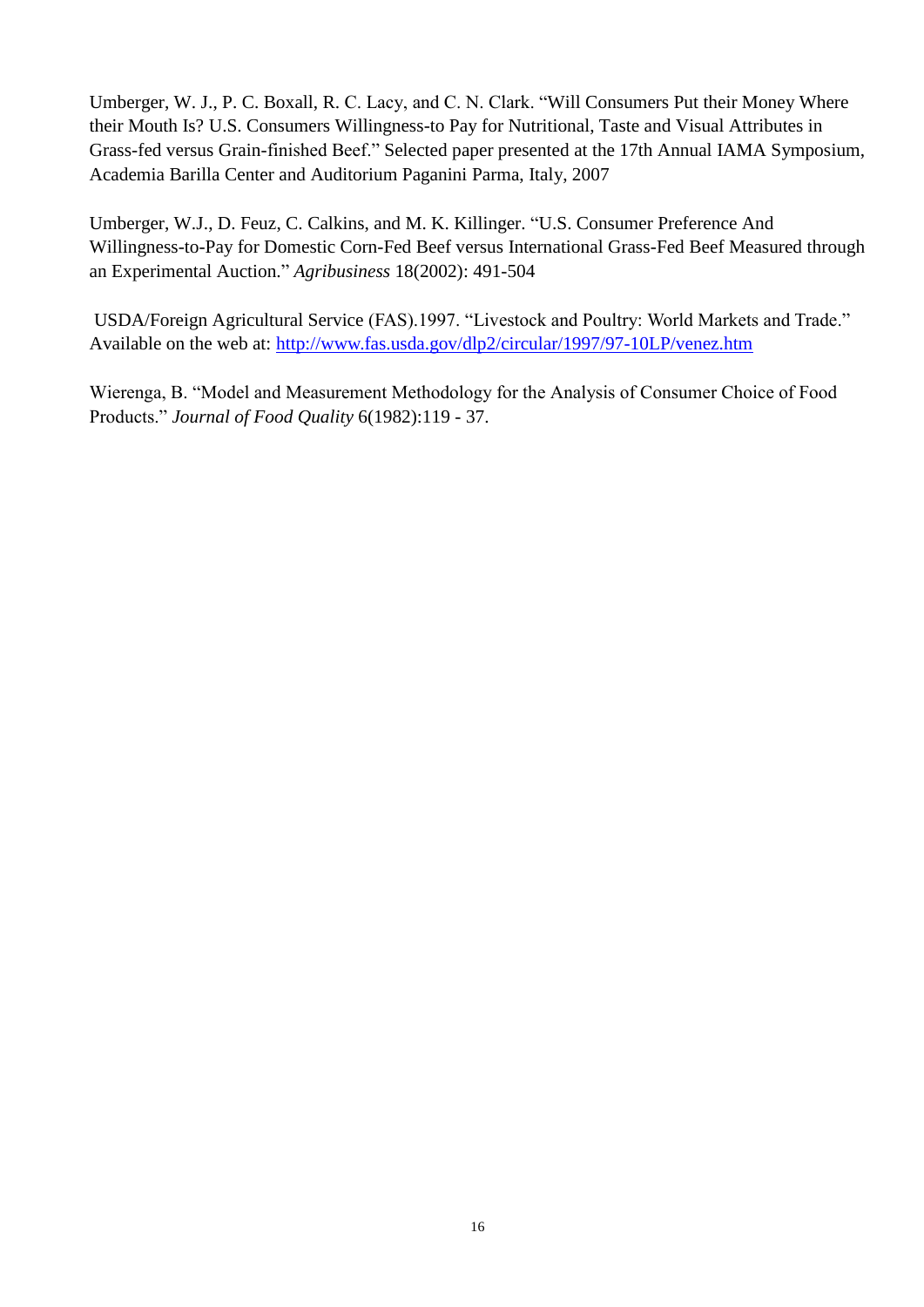Umberger, W. J., P. C. Boxall, R. C. Lacy, and C. N. Clark. "Will Consumers Put their Money Where their Mouth Is? U.S. Consumers Willingness-to Pay for Nutritional, Taste and Visual Attributes in Grass-fed versus Grain-finished Beef." Selected paper presented at the 17th Annual IAMA Symposium, Academia Barilla Center and Auditorium Paganini Parma, Italy, 2007

Umberger, W.J., D. Feuz, C. Calkins, and M. K. Killinger. "U.S. Consumer Preference And Willingness-to-Pay for Domestic Corn-Fed Beef versus International Grass-Fed Beef Measured through an Experimental Auction." *Agribusiness* 18(2002): 491-504

USDA/Foreign Agricultural Service (FAS).1997. "Livestock and Poultry: World Markets and Trade." Available on the web at: [http://www.fas.usda.gov/dlp2/circular/1997/97-10LP/venez.htm](http://www.fas.usda.gov/dlp2/circular/1997/97-10LP/venez.htm)

Wierenga, B. "Model and Measurement Methodology for the Analysis of Consumer Choice of Food Products." *Journal of Food Quality* 6(1982):119 - 37.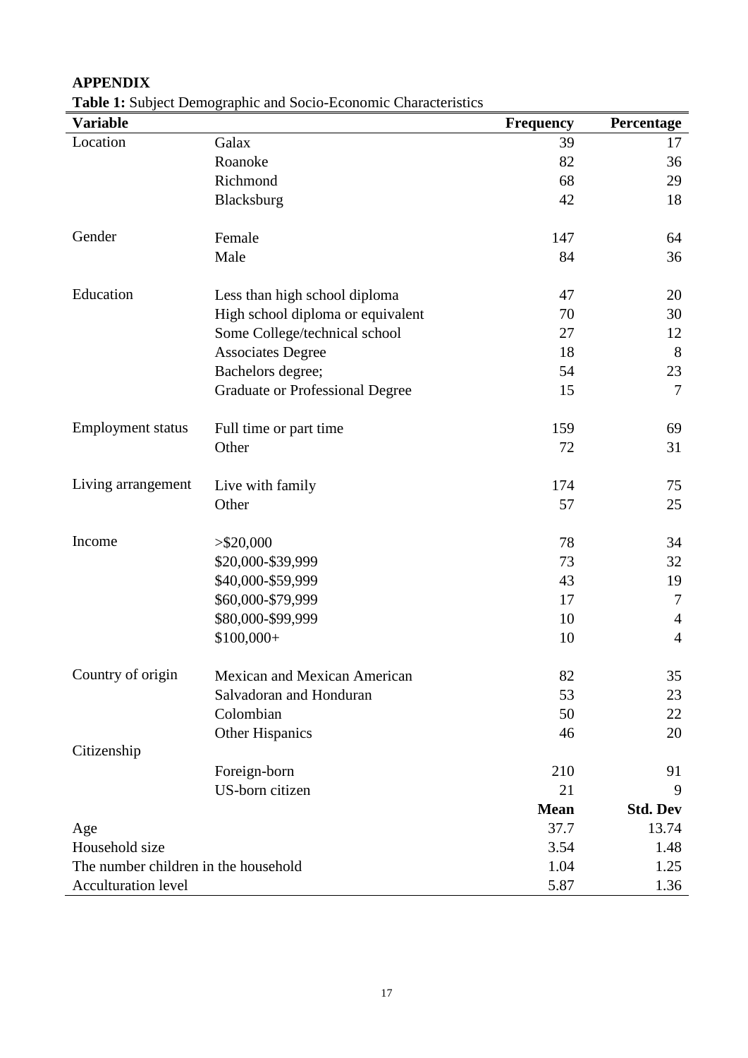## APPENDIX

**Table 1:** Subject Demographic and Socio-Economic Characteristics

| **Variable** | | **Frequency** | **Percentage** |
|---|---|---|---|
| Location | Galax | 39 | 17 |
| | Roanoke | 82 | 36 |
| | Richmond | 68 | 29 |
| | Blacksburg | 42 | 18 |
| Gender | Female | 147 | 64 |
| | Male | 84 | 36 |
| Education | Less than high school diploma | 47 | 20 |
| | High school diploma or equivalent | 70 | 30 |
| | Some College/technical school | 27 | 12 |
| | Associates Degree | 18 | 8 |
| | Bachelors degree; | 54 | 23 |
| | Graduate or Professional Degree | 15 | 7 |
| Employment status | Full time or part time | 159 | 69 |
| | Other | 72 | 31 |
| Living arrangement | Live with family | 174 | 75 |
| | Other | 57 | 25 |
| Income | >$20,000 | 78 | 34 |
| | $20,000-$39,999 | 73 | 32 |
| | $40,000-$59,999 | 43 | 19 |
| | $60,000-$79,999 | 17 | 7 |
| | $80,000-$99,999 | 10 | 4 |
| | $100,000+ | 10 | 4 |
| Country of origin | Mexican and Mexican American | 82 | 35 |
| | Salvadoran and Honduran | 53 | 23 |
| | Colombian | 50 | 22 |
| | Other Hispanics | 46 | 20 |
| Citizenship | | | |
| | Foreign-born | 210 | 91 |
| | US-born citizen | 21 | 9 |
| | | **Mean** | **Std. Dev** |
| Age | | 37.7 | 13.74 |
| Household size | | 3.54 | 1.48 |
| The number children in the household | | 1.04 | 1.25 |
| Acculturation level | | 5.87 | 1.36 |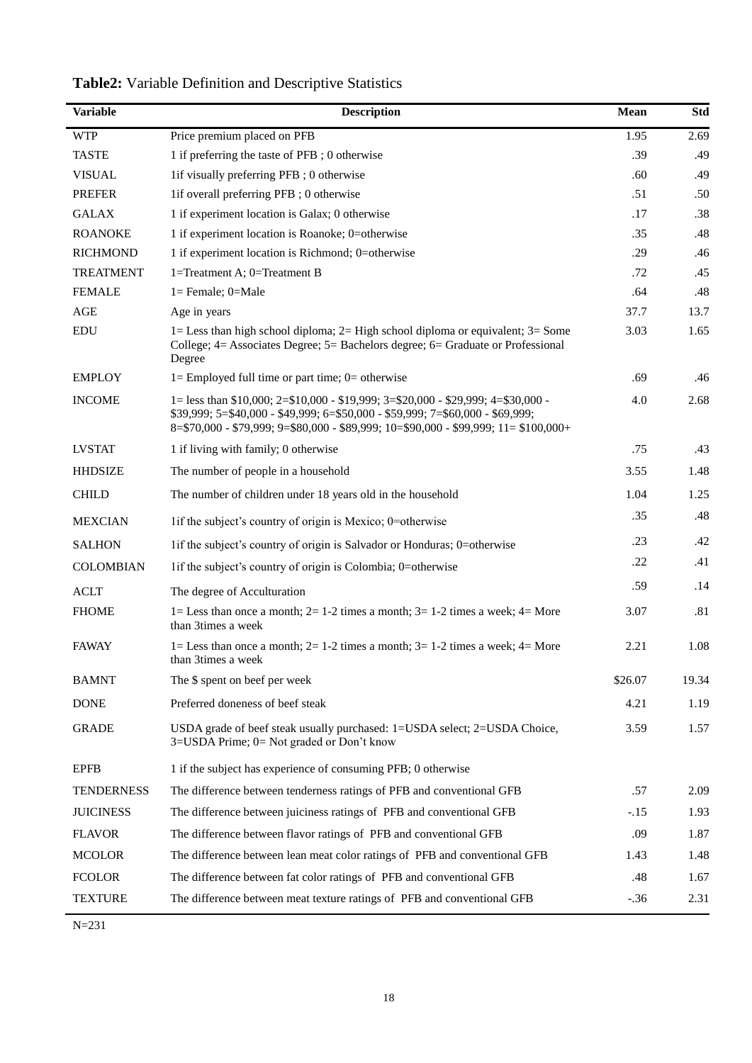**Table2:** Variable Definition and Descriptive Statistics

| Variable | Description | Mean | Std |
|---|---|---|---|
| WTP | Price premium placed on PFB | 1.95 | 2.69 |
| TASTE | 1 if preferring the taste of PFB ; 0 otherwise | .39 | .49 |
| VISUAL | 1if visually preferring PFB ; 0 otherwise | .60 | .49 |
| PREFER | 1if overall preferring PFB ; 0 otherwise | .51 | .50 |
| GALAX | 1 if experiment location is Galax; 0 otherwise | .17 | .38 |
| ROANOKE | 1 if experiment location is Roanoke; 0=otherwise | .35 | .48 |
| RICHMOND | 1 if experiment location is Richmond; 0=otherwise | .29 | .46 |
| TREATMENT | 1=Treatment A; 0=Treatment B | .72 | .45 |
| FEMALE | 1= Female; 0=Male | .64 | .48 |
| AGE | Age in years | 37.7 | 13.7 |
| EDU | 1= Less than high school diploma; 2= High school diploma or equivalent; 3= Some College; 4= Associates Degree; 5= Bachelors degree; 6= Graduate or Professional Degree | 3.03 | 1.65 |
| EMPLOY | 1= Employed full time or part time; 0= otherwise | .69 | .46 |
| INCOME | 1= less than $10,000; 2=$10,000 - $19,999; 3=$20,000 - $29,999; 4=$30,000 - $39,999; 5=$40,000 - $49,999; 6=$50,000 - $59,999; 7=$60,000 - $69,999; 8=$70,000 - $79,999; 9=$80,000 - $89,999; 10=$90,000 - $99,999; 11= $100,000+ | 4.0 | 2.68 |
| LVSTAT | 1 if living with family; 0 otherwise | .75 | .43 |
| HHDSIZE | The number of people in a household | 3.55 | 1.48 |
| CHILD | The number of children under 18 years old in the household | 1.04 | 1.25 |
| MEXCIAN | 1if the subject's country of origin is Mexico; 0=otherwise | .35 | .48 |
| SALHON | 1if the subject's country of origin is Salvador or Honduras; 0=otherwise | .23 | .42 |
| COLOMBIAN | 1if the subject's country of origin is Colombia; 0=otherwise | .22 | .41 |
| ACLT | The degree of Acculturation | .59 | .14 |
| FHOME | 1= Less than once a month; 2= 1-2 times a month; 3= 1-2 times a week; 4= More than 3times a week | 3.07 | .81 |
| FAWAY | 1= Less than once a month; 2= 1-2 times a month; 3= 1-2 times a week; 4= More than 3times a week | 2.21 | 1.08 |
| BAMNT | The $ spent on beef per week | $26.07 | 19.34 |
| DONE | Preferred doneness of beef steak | 4.21 | 1.19 |
| GRADE | USDA grade of beef steak usually purchased: 1=USDA select; 2=USDA Choice, 3=USDA Prime; 0= Not graded or Don't know | 3.59 | 1.57 |
| EPFB | 1 if the subject has experience of consuming PFB; 0 otherwise | | |
| TENDERNESS | The difference between tenderness ratings of PFB and conventional GFB | .57 | 2.09 |
| JUICINESS | The difference between juiciness ratings of PFB and conventional GFB | -.15 | 1.93 |
| FLAVOR | The difference between flavor ratings of PFB and conventional GFB | .09 | 1.87 |
| MCOLOR | The difference between lean meat color ratings of PFB and conventional GFB | 1.43 | 1.48 |
| FCOLOR | The difference between fat color ratings of PFB and conventional GFB | .48 | 1.67 |
| TEXTURE | The difference between meat texture ratings of PFB and conventional GFB | -.36 | 2.31 |

N=231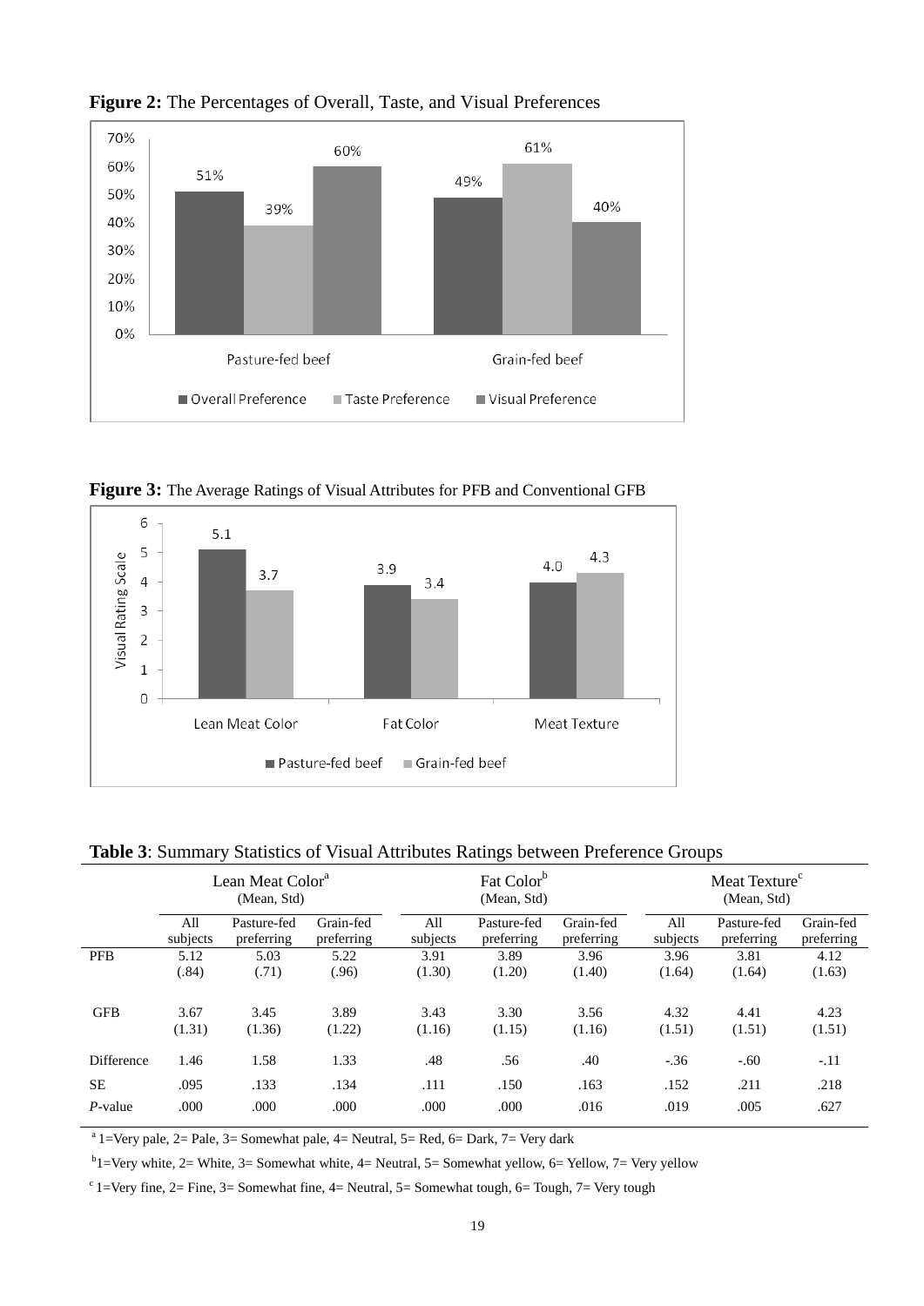**Figure 2:** The Percentages of Overall, Taste, and Visual Preferences

**Figure 3:** The Average Ratings of Visual Attributes for PFB and Conventional GFB

**Table 3**: Summary Statistics of Visual Attributes Ratings between Preference Groups

| | Lean Meat Color[a] (Mean, Std) | | | Fat Color[b] (Mean, Std) | | | Meat Texture[c] (Mean, Std) | | |
|---|---|---|---|---|---|---|---|---|---|
| | All subjects | Pasture-fed preferring | Grain-fed preferring | All subjects | Pasture-fed preferring | Grain-fed preferring | All subjects | Pasture-fed preferring | Grain-fed preferring |
| PFB | 5.12 (.84) | 5.03 (.71) | 5.22 (.96) | 3.91 (1.30) | 3.89 (1.20) | 3.96 (1.40) | 3.96 (1.64) | 3.81 (1.64) | 4.12 (1.63) |
| GFB | 3.67 (1.31) | 3.45 (1.36) | 3.89 (1.22) | 3.43 (1.16) | 3.30 (1.15) | 3.56 (1.16) | 4.32 (1.51) | 4.41 (1.51) | 4.23 (1.51) |
| Difference | 1.46 | 1.58 | 1.33 | .48 | .56 | .40 | -.36 | -.60 | -.11 |
| SE | .095 | .133 | .134 | .111 | .150 | .163 | .152 | .211 | .218 |
| *P*-value | .000 | .000 | .000 | .000 | .000 | .016 | .019 | .005 | .627 |

[a] 1=Very pale, 2= Pale, 3= Somewhat pale, 4= Neutral, 5= Red, 6= Dark, 7= Very dark

[b] 1=Very white, 2= White, 3= Somewhat white, 4= Neutral, 5= Somewhat yellow, 6= Yellow, 7= Very yellow

[c] 1=Very fine, 2= Fine, 3= Somewhat fine, 4= Neutral, 5= Somewhat tough, 6= Tough, 7= Very tough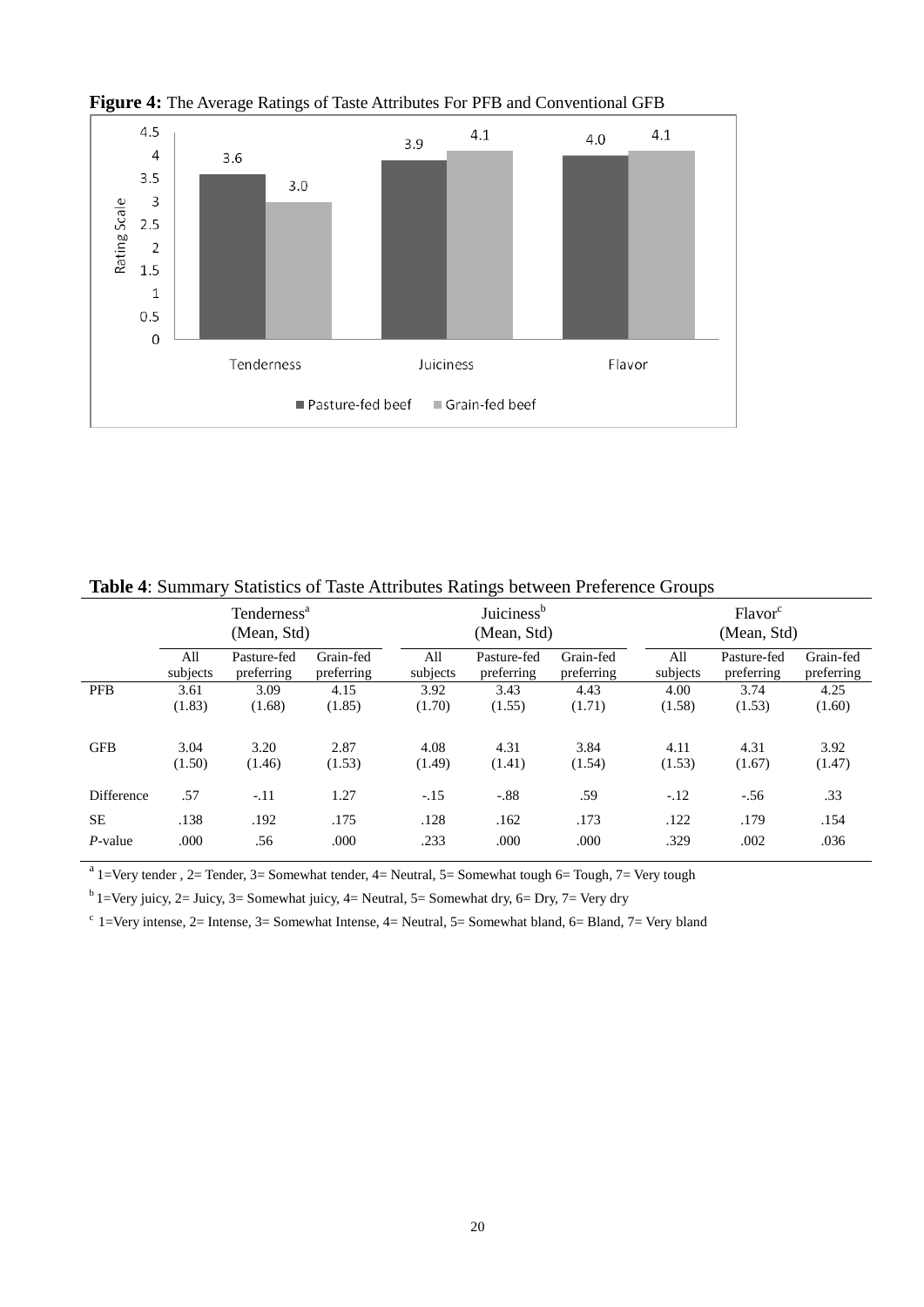**Figure 4:** The Average Ratings of Taste Attributes For PFB and Conventional GFB

**Table 4**: Summary Statistics of Taste Attributes Ratings between Preference Groups

| | Tenderness[a] (Mean, Std) | | | Juiciness[b] (Mean, Std) | | | Flavor[c] (Mean, Std) | | |
|---|---|---|---|---|---|---|---|---|---|
| | All subjects | Pasture-fed preferring | Grain-fed preferring | All subjects | Pasture-fed preferring | Grain-fed preferring | All subjects | Pasture-fed preferring | Grain-fed preferring |
| PFB | 3.61 (1.83) | 3.09 (1.68) | 4.15 (1.85) | 3.92 (1.70) | 3.43 (1.55) | 4.43 (1.71) | 4.00 (1.58) | 3.74 (1.53) | 4.25 (1.60) |
| GFB | 3.04 (1.50) | 3.20 (1.46) | 2.87 (1.53) | 4.08 (1.49) | 4.31 (1.41) | 3.84 (1.54) | 4.11 (1.53) | 4.31 (1.67) | 3.92 (1.47) |
| Difference | .57 | -.11 | 1.27 | -.15 | -.88 | .59 | -.12 | -.56 | .33 |
| SE | .138 | .192 | .175 | .128 | .162 | .173 | .122 | .179 | .154 |
| *P*-value | .000 | .56 | .000 | .233 | .000 | .000 | .329 | .002 | .036 |

[a] 1=Very tender , 2= Tender, 3= Somewhat tender, 4= Neutral, 5= Somewhat tough 6= Tough, 7= Very tough

[b] 1=Very juicy, 2= Juicy, 3= Somewhat juicy, 4= Neutral, 5= Somewhat dry, 6= Dry, 7= Very dry

[c] 1=Very intense, 2= Intense, 3= Somewhat Intense, 4= Neutral, 5= Somewhat bland, 6= Bland, 7= Very bland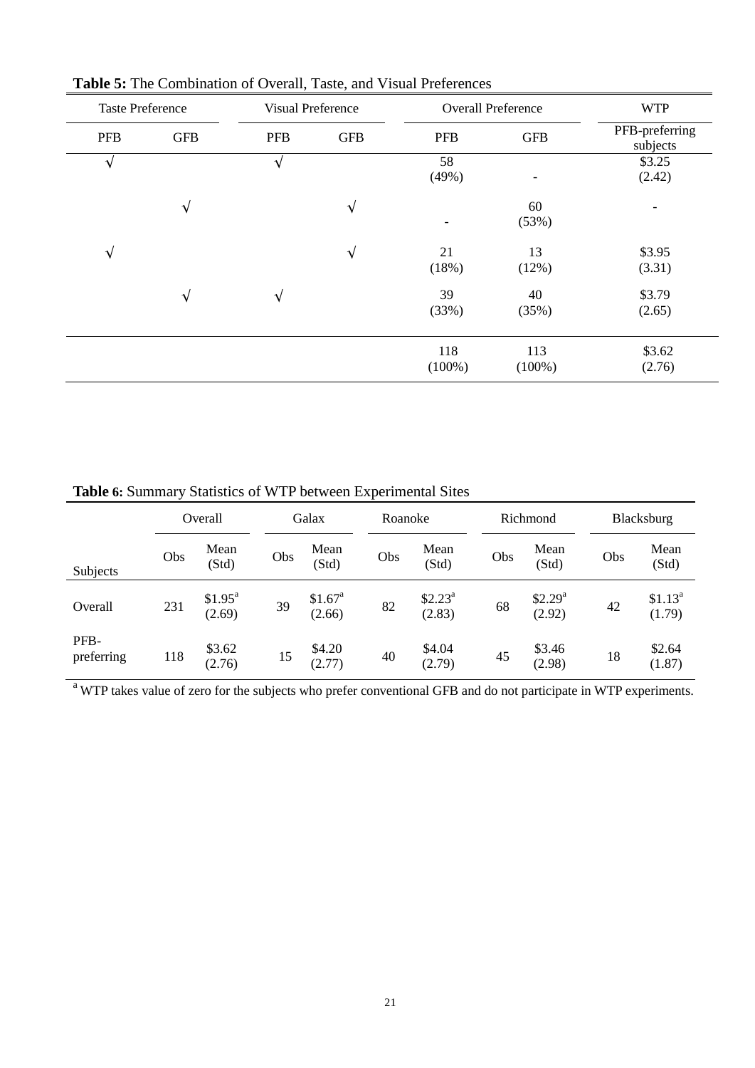**Table 5:** The Combination of Overall, Taste, and Visual Preferences

| Taste Preference | | Visual Preference | | Overall Preference | | WTP |
|---|---|---|---|---|---|---|
| PFB | GFB | PFB | GFB | PFB | GFB | PFB-preferring subjects |
| √ | | √ | | 58 (49%) | - | \$3.25 (2.42) |
| | √ | | √ | - | 60 (53%) | - |
| √ | | | √ | 21 (18%) | 13 (12%) | \$3.95 (3.31) |
| | √ | √ | | 39 (33%) | 40 (35%) | \$3.79 (2.65) |
| | | | | 118 (100%) | 113 (100%) | \$3.62 (2.76) |

**Table 6:** Summary Statistics of WTP between Experimental Sites

| | Overall | | Galax | | Roanoke | | Richmond | | Blacksburg | |
|---|---|---|---|---|---|---|---|---|---|---|
| Subjects | Obs | Mean (Std) | Obs | Mean (Std) | Obs | Mean (Std) | Obs | Mean (Std) | Obs | Mean (Std) |
| Overall | 231 | \$1.95[a] (2.69) | 39 | \$1.67[a] (2.66) | 82 | \$2.23[a] (2.83) | 68 | \$2.29[a] (2.92) | 42 | \$1.13[a] (1.79) |
| PFB-preferring | 118 | \$3.62 (2.76) | 15 | \$4.20 (2.77) | 40 | \$4.04 (2.79) | 45 | \$3.46 (2.98) | 18 | \$2.64 (1.87) |

[a] WTP takes value of zero for the subjects who prefer conventional GFB and do not participate in WTP experiments.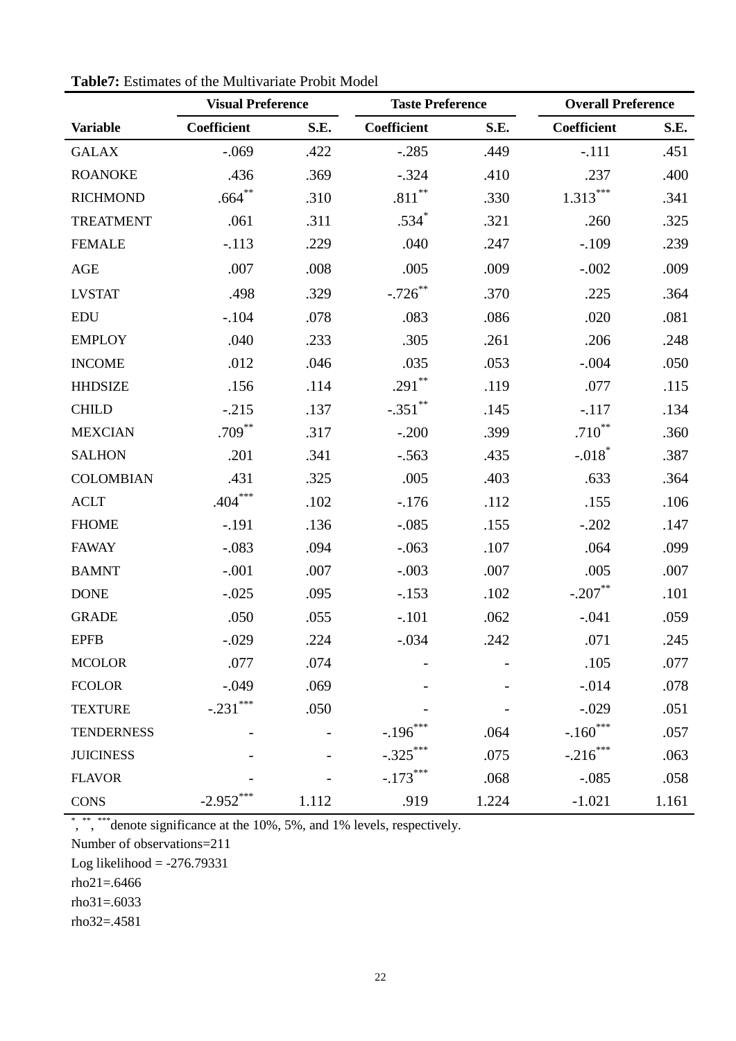**Table7:** Estimates of the Multivariate Probit Model

| | Visual Preference | | Taste Preference | | Overall Preference | |
|---|---|---|---|---|---|---|
| **Variable** | **Coefficient** | **S.E.** | **Coefficient** | **S.E.** | **Coefficient** | **S.E.** |
| GALAX | -.069 | .422 | -.285 | .449 | -.111 | .451 |
| ROANOKE | .436 | .369 | -.324 | .410 | .237 | .400 |
| RICHMOND | .664** | .310 | .811** | .330 | 1.313*** | .341 |
| TREATMENT | .061 | .311 | .534* | .321 | .260 | .325 |
| FEMALE | -.113 | .229 | .040 | .247 | -.109 | .239 |
| AGE | .007 | .008 | .005 | .009 | -.002 | .009 |
| LVSTAT | .498 | .329 | -.726** | .370 | .225 | .364 |
| EDU | -.104 | .078 | .083 | .086 | .020 | .081 |
| EMPLOY | .040 | .233 | .305 | .261 | .206 | .248 |
| INCOME | .012 | .046 | .035 | .053 | -.004 | .050 |
| HHDSIZE | .156 | .114 | .291** | .119 | .077 | .115 |
| CHILD | -.215 | .137 | -.351** | .145 | -.117 | .134 |
| MEXCIAN | .709** | .317 | -.200 | .399 | .710** | .360 |
| SALHON | .201 | .341 | -.563 | .435 | -.018* | .387 |
| COLOMBIAN | .431 | .325 | .005 | .403 | .633 | .364 |
| ACLT | .404*** | .102 | -.176 | .112 | .155 | .106 |
| FHOME | -.191 | .136 | -.085 | .155 | -.202 | .147 |
| FAWAY | -.083 | .094 | -.063 | .107 | .064 | .099 |
| BAMNT | -.001 | .007 | -.003 | .007 | .005 | .007 |
| DONE | -.025 | .095 | -.153 | .102 | -.207** | .101 |
| GRADE | .050 | .055 | -.101 | .062 | -.041 | .059 |
| EPFB | -.029 | .224 | -.034 | .242 | .071 | .245 |
| MCOLOR | .077 | .074 | - | - | .105 | .077 |
| FCOLOR | -.049 | .069 | - | - | -.014 | .078 |
| TEXTURE | -.231*** | .050 | - | - | -.029 | .051 |
| TENDERNESS | - | - | -.196*** | .064 | -.160*** | .057 |
| JUICINESS | - | - | -.325*** | .075 | -.216*** | .063 |
| FLAVOR | - | - | -.173*** | .068 | -.085 | .058 |
| CONS | -2.952*** | 1.112 | .919 | 1.224 | -1.021 | 1.161 |

*, **, *** denote significance at the 10%, 5%, and 1% levels, respectively.

Number of observations=211

Log likelihood = -276.79331

rho21=.6466

rho31=.6033

rho32=.4581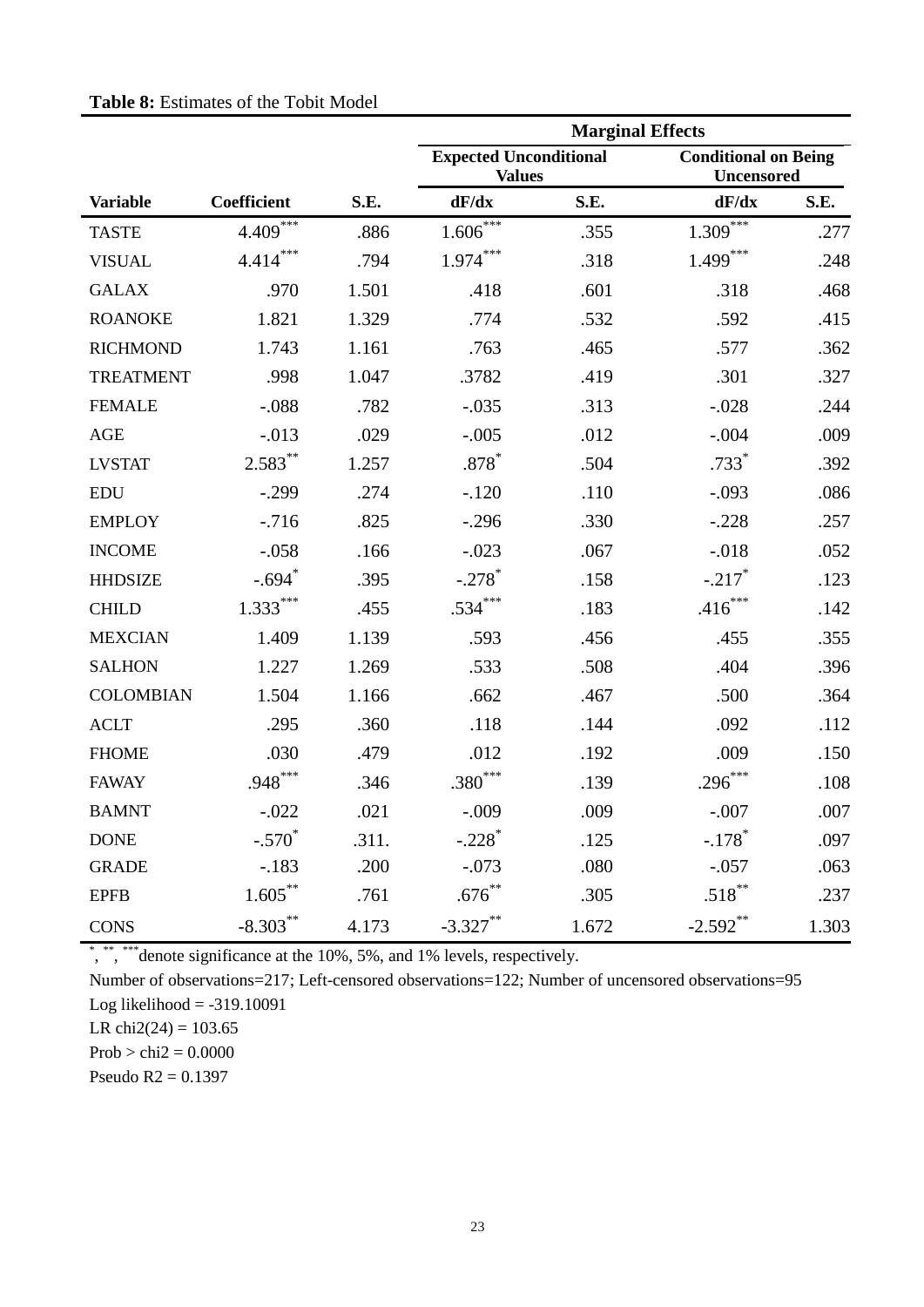**Table 8:** Estimates of the Tobit Model

| | | | Marginal Effects | | | |
|---|---|---|---|---|---|---|
| | | | Expected Unconditional Values | | Conditional on Being Uncensored | |
| Variable | Coefficient | S.E. | dF/dx | S.E. | dF/dx | S.E. |
| TASTE | 4.409*** | .886 | 1.606*** | .355 | 1.309*** | .277 |
| VISUAL | 4.414*** | .794 | 1.974*** | .318 | 1.499*** | .248 |
| GALAX | .970 | 1.501 | .418 | .601 | .318 | .468 |
| ROANOKE | 1.821 | 1.329 | .774 | .532 | .592 | .415 |
| RICHMOND | 1.743 | 1.161 | .763 | .465 | .577 | .362 |
| TREATMENT | .998 | 1.047 | .3782 | .419 | .301 | .327 |
| FEMALE | -.088 | .782 | -.035 | .313 | -.028 | .244 |
| AGE | -.013 | .029 | -.005 | .012 | -.004 | .009 |
| LVSTAT | 2.583** | 1.257 | .878* | .504 | .733* | .392 |
| EDU | -.299 | .274 | -.120 | .110 | -.093 | .086 |
| EMPLOY | -.716 | .825 | -.296 | .330 | -.228 | .257 |
| INCOME | -.058 | .166 | -.023 | .067 | -.018 | .052 |
| HHDSIZE | -.694* | .395 | -.278* | .158 | -.217* | .123 |
| CHILD | 1.333*** | .455 | .534*** | .183 | .416*** | .142 |
| MEXCIAN | 1.409 | 1.139 | .593 | .456 | .455 | .355 |
| SALHON | 1.227 | 1.269 | .533 | .508 | .404 | .396 |
| COLOMBIAN | 1.504 | 1.166 | .662 | .467 | .500 | .364 |
| ACLT | .295 | .360 | .118 | .144 | .092 | .112 |
| FHOME | .030 | .479 | .012 | .192 | .009 | .150 |
| FAWAY | .948*** | .346 | .380*** | .139 | .296*** | .108 |
| BAMNT | -.022 | .021 | -.009 | .009 | -.007 | .007 |
| DONE | -.570* | .311. | -.228* | .125 | -.178* | .097 |
| GRADE | -.183 | .200 | -.073 | .080 | -.057 | .063 |
| EPFB | 1.605** | .761 | .676** | .305 | .518** | .237 |
| CONS | -8.303** | 4.173 | -3.327** | 1.672 | -2.592** | 1.303 |

*, **, *** denote significance at the 10%, 5%, and 1% levels, respectively.

Number of observations=217; Left-censored observations=122; Number of uncensored observations=95

Log likelihood = -319.10091

LR chi2(24) = 103.65

Prob > chi2 = 0.0000

Pseudo R2 = 0.1397